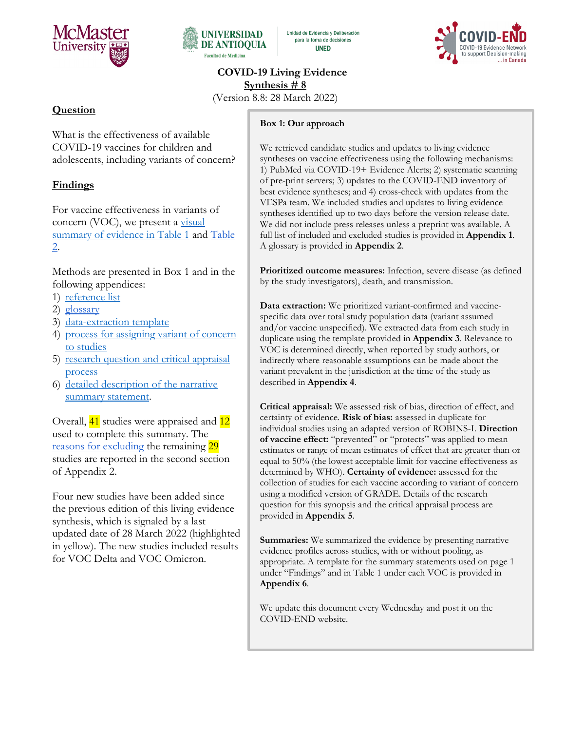# COVID-19 Living Evidence Synthesis # 8

(Version 8.8: 28 March 2022)

## Question

What is the effectiveness of available COVID-19 vaccines for children and adolescents, including variants of concern?

## Findings

For vaccine effectiveness in variants of concern (VOC), we present a visual summary of evidence in Table 1 and Table 2.

Methods are presented in Box 1 and in the following appendices:

1) reference list
2) glossary
3) data-extraction template
4) process for assigning variant of concern to studies
5) research question and critical appraisal process
6) detailed description of the narrative summary statement.

Overall, 41 studies were appraised and 12 used to complete this summary. The reasons for excluding the remaining 29 studies are reported in the second section of Appendix 2.

Four new studies have been added since the previous edition of this living evidence synthesis, which is signaled by a last updated date of 28 March 2022 (highlighted in yellow). The new studies included results for VOC Delta and VOC Omicron.

**Box 1: Our approach**

We retrieved candidate studies and updates to living evidence syntheses on vaccine effectiveness using the following mechanisms: 1) PubMed via COVID-19+ Evidence Alerts; 2) systematic scanning of pre-print servers; 3) updates to the COVID-END inventory of best evidence syntheses; and 4) cross-check with updates from the VESPa team. We included studies and updates to living evidence syntheses identified up to two days before the version release date. We did not include press releases unless a preprint was available. A full list of included and excluded studies is provided in **Appendix 1**. A glossary is provided in **Appendix 2**.

**Prioritized outcome measures:** Infection, severe disease (as defined by the study investigators), death, and transmission.

**Data extraction:** We prioritized variant-confirmed and vaccine-specific data over total study population data (variant assumed and/or vaccine unspecified). We extracted data from each study in duplicate using the template provided in **Appendix 3**. Relevance to VOC is determined directly, when reported by study authors, or indirectly where reasonable assumptions can be made about the variant prevalent in the jurisdiction at the time of the study as described in **Appendix 4**.

**Critical appraisal:** We assessed risk of bias, direction of effect, and certainty of evidence. **Risk of bias:** assessed in duplicate for individual studies using an adapted version of ROBINS-I. **Direction of vaccine effect:** "prevented" or "protects" was applied to mean estimates or range of mean estimates of effect that are greater than or equal to 50% (the lowest acceptable limit for vaccine effectiveness as determined by WHO). **Certainty of evidence:** assessed for the collection of studies for each vaccine according to variant of concern using a modified version of GRADE. Details of the research question for this synopsis and the critical appraisal process are provided in **Appendix 5**.

**Summaries:** We summarized the evidence by presenting narrative evidence profiles across studies, with or without pooling, as appropriate. A template for the summary statements used on page 1 under "Findings" and in Table 1 under each VOC is provided in **Appendix 6**.

We update this document every Wednesday and post it on the COVID-END website.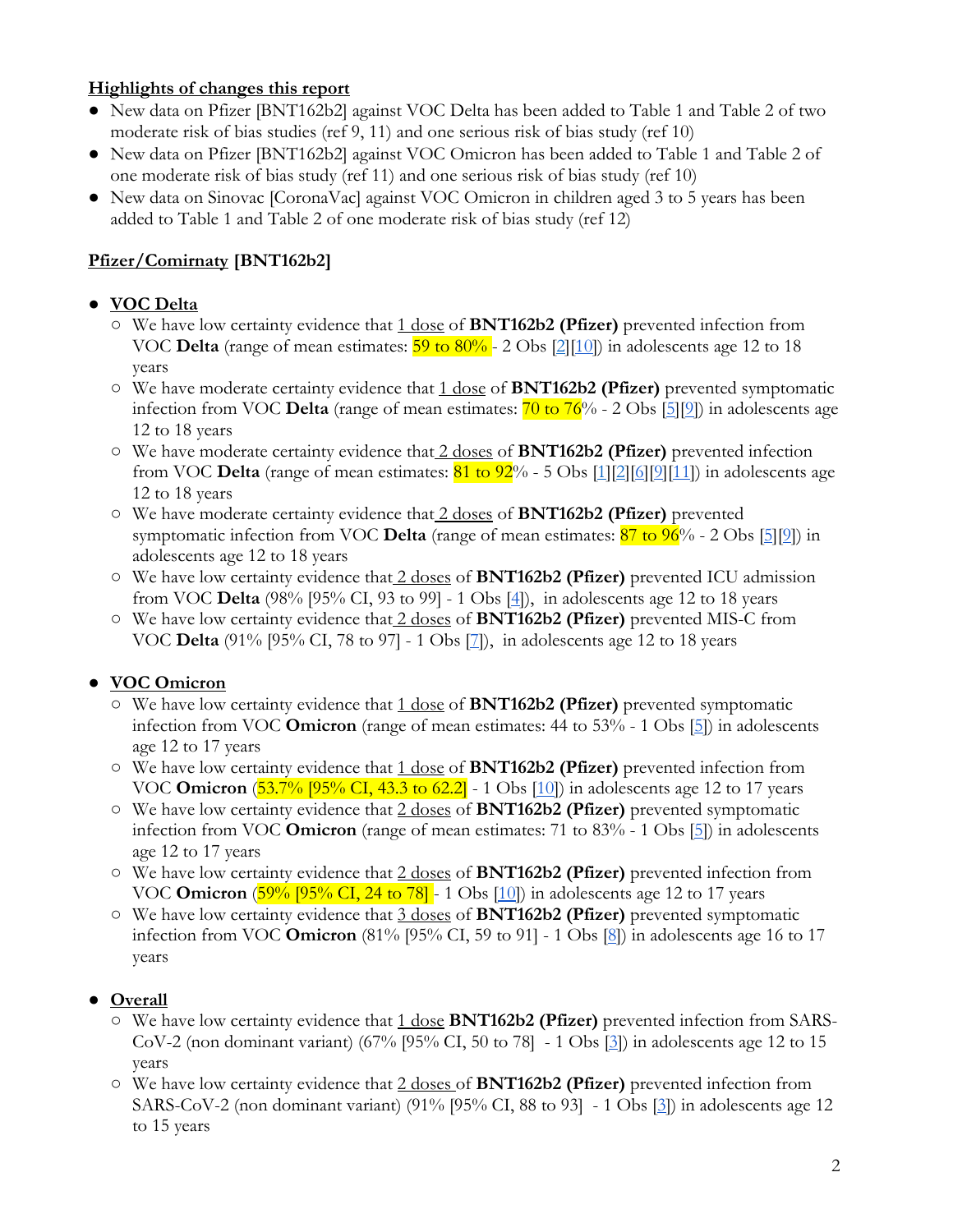**Highlights of changes this report**

- New data on Pfizer [BNT162b2] against VOC Delta has been added to Table 1 and Table 2 of two moderate risk of bias studies (ref 9, 11) and one serious risk of bias study (ref 10)
- New data on Pfizer [BNT162b2] against VOC Omicron has been added to Table 1 and Table 2 of one moderate risk of bias study (ref 11) and one serious risk of bias study (ref 10)
- New data on Sinovac [CoronaVac] against VOC Omicron in children aged 3 to 5 years has been added to Table 1 and Table 2 of one moderate risk of bias study (ref 12)

**Pfizer/Comirnaty [BNT162b2]**

- **VOC Delta**
  - We have low certainty evidence that 1 dose of **BNT162b2 (Pfizer)** prevented infection from VOC **Delta** (range of mean estimates: 59 to 80% - 2 Obs [2][10]) in adolescents age 12 to 18 years
  - We have moderate certainty evidence that 1 dose of **BNT162b2 (Pfizer)** prevented symptomatic infection from VOC **Delta** (range of mean estimates: 70 to 76% - 2 Obs [5][9]) in adolescents age 12 to 18 years
  - We have moderate certainty evidence that 2 doses of **BNT162b2 (Pfizer)** prevented infection from VOC **Delta** (range of mean estimates: 81 to 92% - 5 Obs [1][2][6][9][11]) in adolescents age 12 to 18 years
  - We have moderate certainty evidence that 2 doses of **BNT162b2 (Pfizer)** prevented symptomatic infection from VOC **Delta** (range of mean estimates: 87 to 96% - 2 Obs [5][9]) in adolescents age 12 to 18 years
  - We have low certainty evidence that 2 doses of **BNT162b2 (Pfizer)** prevented ICU admission from VOC **Delta** (98% [95% CI, 93 to 99] - 1 Obs [4]), in adolescents age 12 to 18 years
  - We have low certainty evidence that 2 doses of **BNT162b2 (Pfizer)** prevented MIS-C from VOC **Delta** (91% [95% CI, 78 to 97] - 1 Obs [7]), in adolescents age 12 to 18 years

- **VOC Omicron**
  - We have low certainty evidence that 1 dose of **BNT162b2 (Pfizer)** prevented symptomatic infection from VOC **Omicron** (range of mean estimates: 44 to 53% - 1 Obs [5]) in adolescents age 12 to 17 years
  - We have low certainty evidence that 1 dose of **BNT162b2 (Pfizer)** prevented infection from VOC **Omicron** (53.7% [95% CI, 43.3 to 62.2] - 1 Obs [10]) in adolescents age 12 to 17 years
  - We have low certainty evidence that 2 doses of **BNT162b2 (Pfizer)** prevented symptomatic infection from VOC **Omicron** (range of mean estimates: 71 to 83% - 1 Obs [5]) in adolescents age 12 to 17 years
  - We have low certainty evidence that 2 doses of **BNT162b2 (Pfizer)** prevented infection from VOC **Omicron** (59% [95% CI, 24 to 78] - 1 Obs [10]) in adolescents age 12 to 17 years
  - We have low certainty evidence that 3 doses of **BNT162b2 (Pfizer)** prevented symptomatic infection from VOC **Omicron** (81% [95% CI, 59 to 91] - 1 Obs [8]) in adolescents age 16 to 17 years

- **Overall**
  - We have low certainty evidence that 1 dose **BNT162b2 (Pfizer)** prevented infection from SARS-CoV-2 (non dominant variant) (67% [95% CI, 50 to 78] - 1 Obs [3]) in adolescents age 12 to 15 years
  - We have low certainty evidence that 2 doses of **BNT162b2 (Pfizer)** prevented infection from SARS-CoV-2 (non dominant variant) (91% [95% CI, 88 to 93] - 1 Obs [3]) in adolescents age 12 to 15 years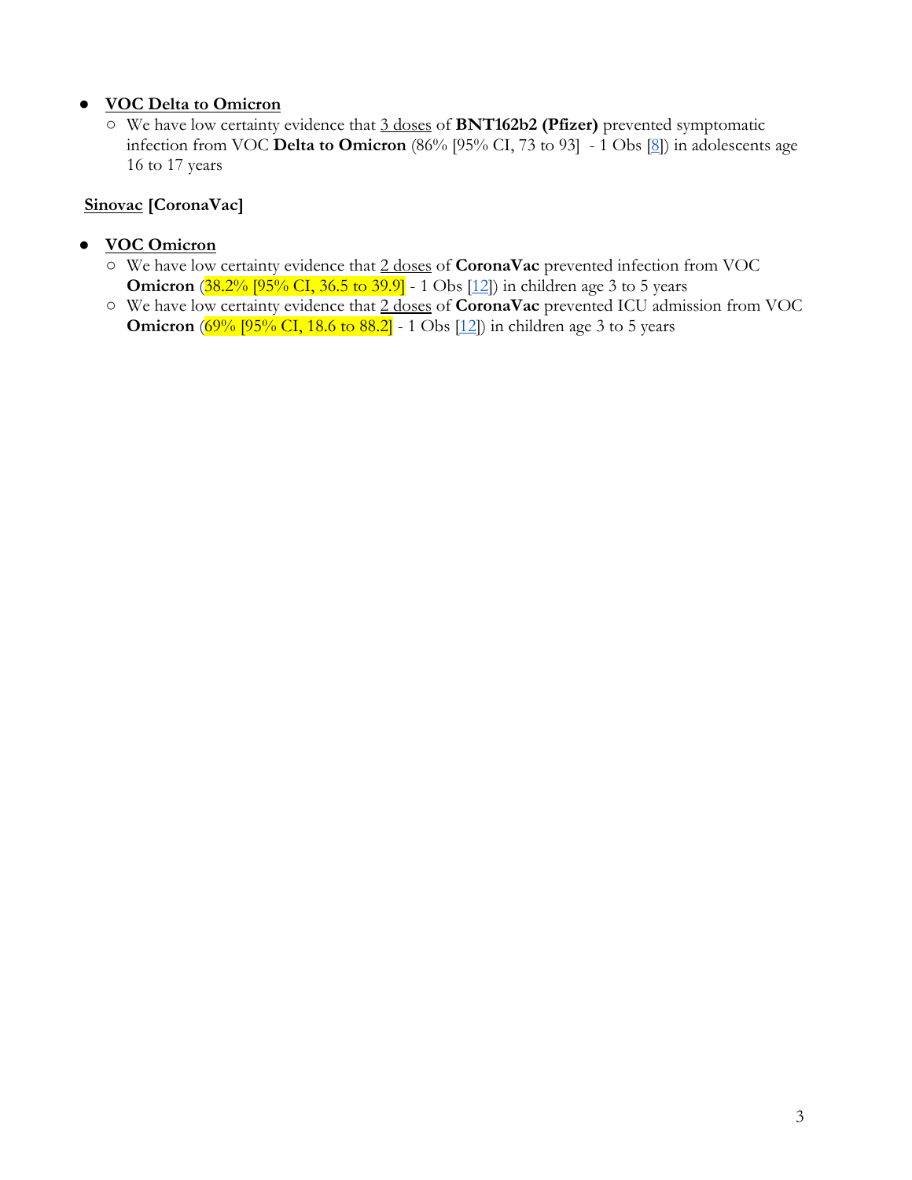- **VOC Delta to Omicron**
  - We have low certainty evidence that 3 doses of **BNT162b2 (Pfizer)** prevented symptomatic infection from VOC **Delta to Omicron** (86% [95% CI, 73 to 93] - 1 Obs [8]) in adolescents age 16 to 17 years

**Sinovac [CoronaVac]**

- **VOC Omicron**
  - We have low certainty evidence that 2 doses of **CoronaVac** prevented infection from VOC **Omicron** (38.2% [95% CI, 36.5 to 39.9] - 1 Obs [12]) in children age 3 to 5 years
  - We have low certainty evidence that 2 doses of **CoronaVac** prevented ICU admission from VOC **Omicron** (69% [95% CI, 18.6 to 88.2] - 1 Obs [12]) in children age 3 to 5 years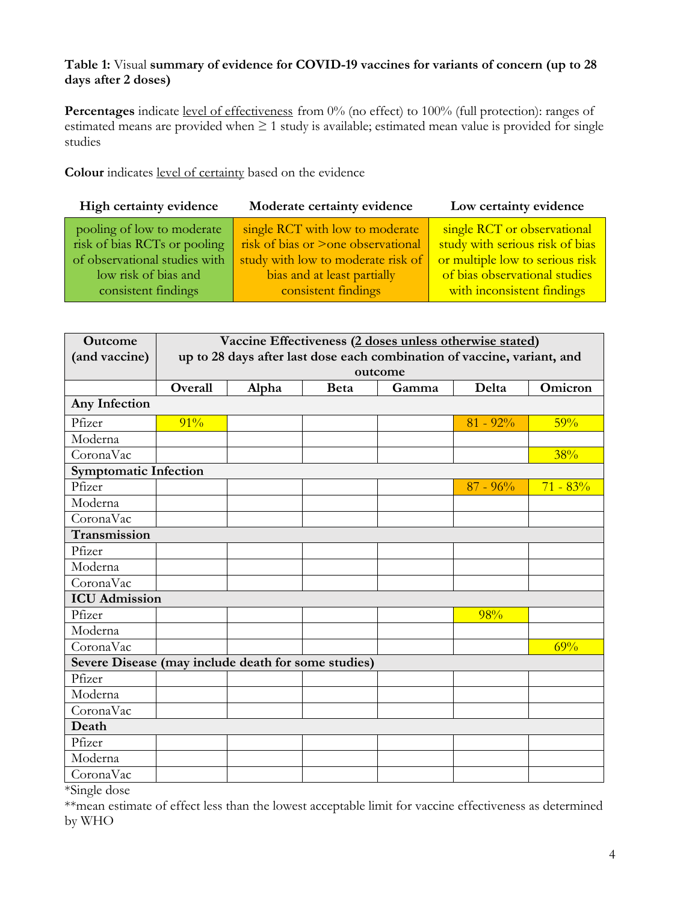**Table 1:** Visual **summary of evidence for COVID-19 vaccines for variants of concern (up to 28 days after 2 doses)**

**Percentages** indicate level of effectiveness from 0% (no effect) to 100% (full protection): ranges of estimated means are provided when ≥ 1 study is available; estimated mean value is provided for single studies

**Colour** indicates level of certainty based on the evidence

| High certainty evidence | Moderate certainty evidence | Low certainty evidence |
|---|---|---|
| pooling of low to moderate risk of bias RCTs or pooling of observational studies with low risk of bias and consistent findings | single RCT with low to moderate risk of bias or >one observational study with low to moderate risk of bias and at least partially consistent findings | single RCT or observational study with serious risk of bias or multiple low to serious risk of bias observational studies with inconsistent findings |

| Outcome (and vaccine) | Vaccine Effectiveness (2 doses unless otherwise stated) up to 28 days after last dose each combination of vaccine, variant, and outcome | | | | | |
|---|---|---|---|---|---|---|
| | **Overall** | **Alpha** | **Beta** | **Gamma** | **Delta** | **Omicron** |
| **Any Infection** | | | | | | |
| Pfizer | 91% | | | | 81 - 92% | 59% |
| Moderna | | | | | | |
| CoronaVac | | | | | | 38% |
| **Symptomatic Infection** | | | | | | |
| Pfizer | | | | | 87 - 96% | 71 - 83% |
| Moderna | | | | | | |
| CoronaVac | | | | | | |
| **Transmission** | | | | | | |
| Pfizer | | | | | | |
| Moderna | | | | | | |
| CoronaVac | | | | | | |
| **ICU Admission** | | | | | | |
| Pfizer | | | | | 98% | |
| Moderna | | | | | | |
| CoronaVac | | | | | | 69% |
| **Severe Disease (may include death for some studies)** | | | | | | |
| Pfizer | | | | | | |
| Moderna | | | | | | |
| CoronaVac | | | | | | |
| **Death** | | | | | | |
| Pfizer | | | | | | |
| Moderna | | | | | | |
| CoronaVac | | | | | | |

*Single dose

**mean estimate of effect less than the lowest acceptable limit for vaccine effectiveness as determined by WHO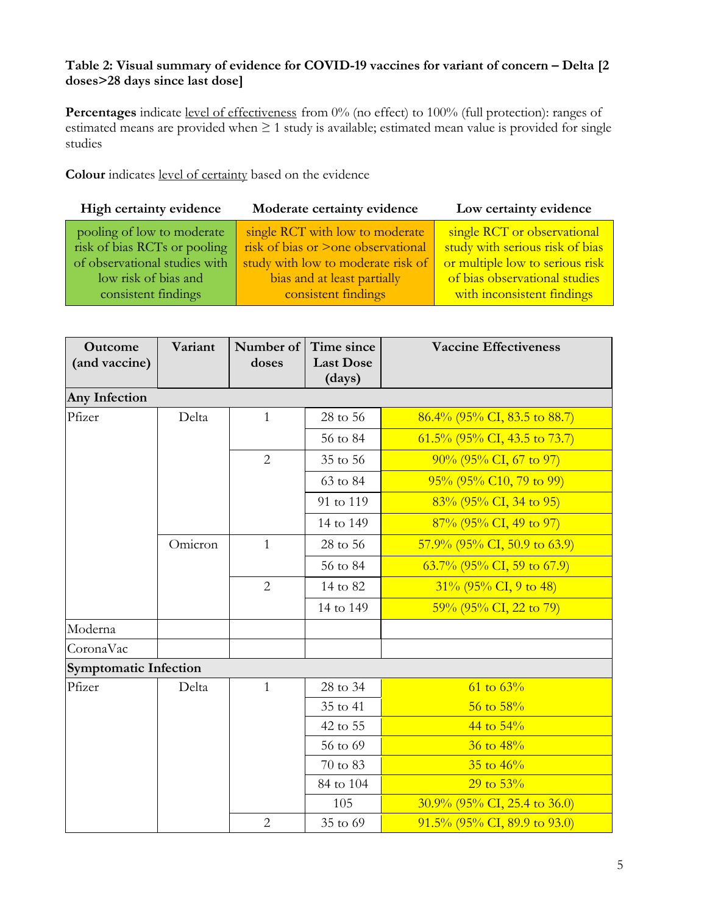**Table 2: Visual summary of evidence for COVID-19 vaccines for variant of concern – Delta [2 doses>28 days since last dose]**

**Percentages** indicate level of effectiveness from 0% (no effect) to 100% (full protection): ranges of estimated means are provided when ≥ 1 study is available; estimated mean value is provided for single studies

**Colour** indicates level of certainty based on the evidence

| High certainty evidence | Moderate certainty evidence | Low certainty evidence |
|---|---|---|
| pooling of low to moderate risk of bias RCTs or pooling of observational studies with low risk of bias and consistent findings | single RCT with low to moderate risk of bias or >one observational study with low to moderate risk of bias and at least partially consistent findings | single RCT or observational study with serious risk of bias or multiple low to serious risk of bias observational studies with inconsistent findings |

| Outcome (and vaccine) | Variant | Number of doses | Time since Last Dose (days) | Vaccine Effectiveness |
|---|---|---|---|---|
| **Any Infection** | | | | |
| Pfizer | Delta | 1 | 28 to 56 | 86.4% (95% CI, 83.5 to 88.7) |
| | | | 56 to 84 | 61.5% (95% CI, 43.5 to 73.7) |
| | | 2 | 35 to 56 | 90% (95% CI, 67 to 97) |
| | | | 63 to 84 | 95% (95% C10, 79 to 99) |
| | | | 91 to 119 | 83% (95% CI, 34 to 95) |
| | | | 14 to 149 | 87% (95% CI, 49 to 97) |
| | Omicron | 1 | 28 to 56 | 57.9% (95% CI, 50.9 to 63.9) |
| | | | 56 to 84 | 63.7% (95% CI, 59 to 67.9) |
| | | 2 | 14 to 82 | 31% (95% CI, 9 to 48) |
| | | | 14 to 149 | 59% (95% CI, 22 to 79) |
| Moderna | | | | |
| CoronaVac | | | | |
| **Symptomatic Infection** | | | | |
| Pfizer | Delta | 1 | 28 to 34 | 61 to 63% |
| | | | 35 to 41 | 56 to 58% |
| | | | 42 to 55 | 44 to 54% |
| | | | 56 to 69 | 36 to 48% |
| | | | 70 to 83 | 35 to 46% |
| | | | 84 to 104 | 29 to 53% |
| | | | 105 | 30.9% (95% CI, 25.4 to 36.0) |
| | | 2 | 35 to 69 | 91.5% (95% CI, 89.9 to 93.0) |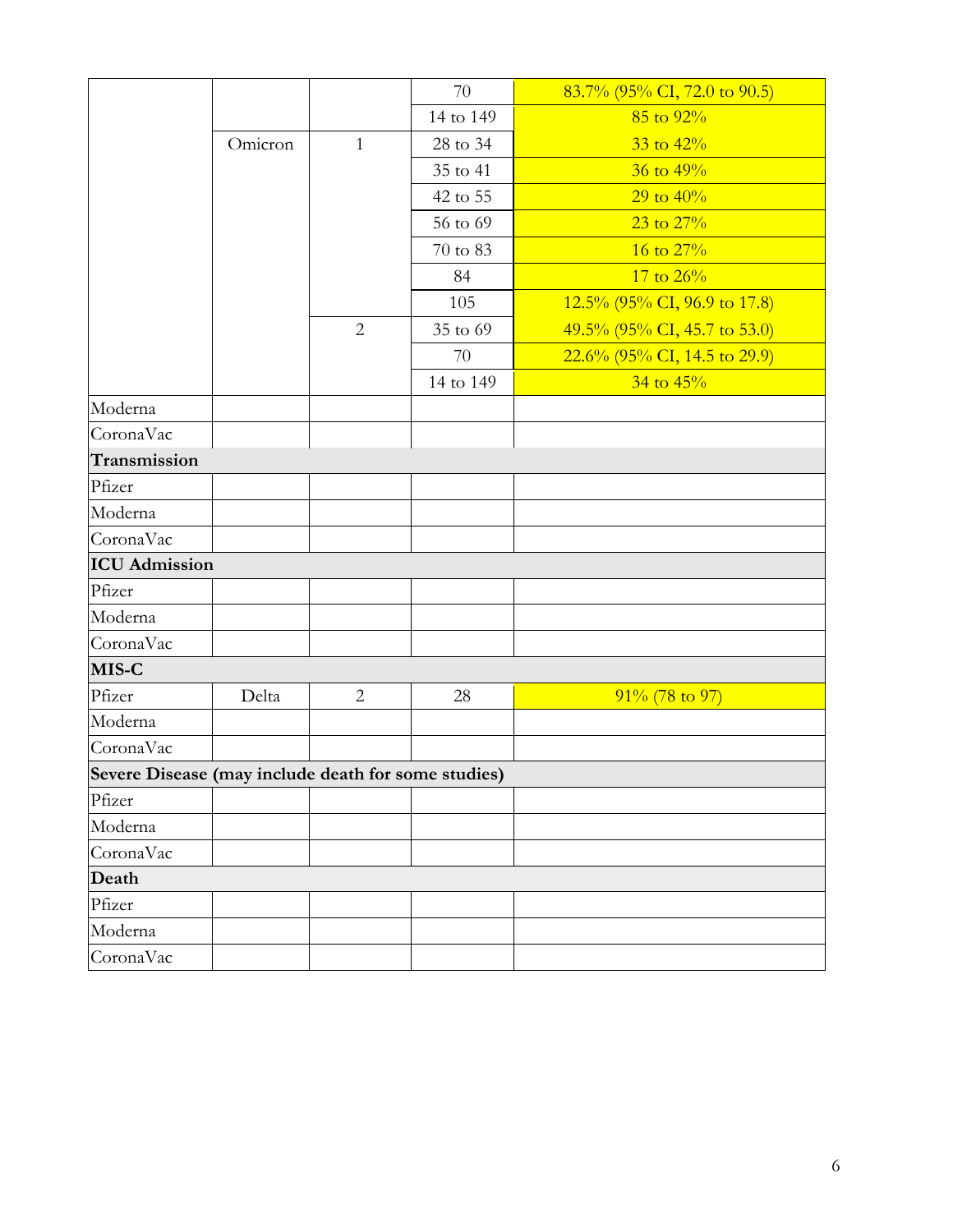| | | | | |
|---|---|---|---|---|
| | | | 70 | 83.7% (95% CI, 72.0 to 90.5) |
| | | | 14 to 149 | 85 to 92% |
| | Omicron | 1 | 28 to 34 | 33 to 42% |
| | | | 35 to 41 | 36 to 49% |
| | | | 42 to 55 | 29 to 40% |
| | | | 56 to 69 | 23 to 27% |
| | | | 70 to 83 | 16 to 27% |
| | | | 84 | 17 to 26% |
| | | | 105 | 12.5% (95% CI, 96.9 to 17.8) |
| | | 2 | 35 to 69 | 49.5% (95% CI, 45.7 to 53.0) |
| | | | 70 | 22.6% (95% CI, 14.5 to 29.9) |
| | | | 14 to 149 | 34 to 45% |
| Moderna | | | | |
| CoronaVac | | | | |
| **Transmission** | | | | |
| Pfizer | | | | |
| Moderna | | | | |
| CoronaVac | | | | |
| **ICU Admission** | | | | |
| Pfizer | | | | |
| Moderna | | | | |
| CoronaVac | | | | |
| **MIS-C** | | | | |
| Pfizer | Delta | 2 | 28 | 91% (78 to 97) |
| Moderna | | | | |
| CoronaVac | | | | |
| **Severe Disease (may include death for some studies)** | | | | |
| Pfizer | | | | |
| Moderna | | | | |
| CoronaVac | | | | |
| **Death** | | | | |
| Pfizer | | | | |
| Moderna | | | | |
| CoronaVac | | | | |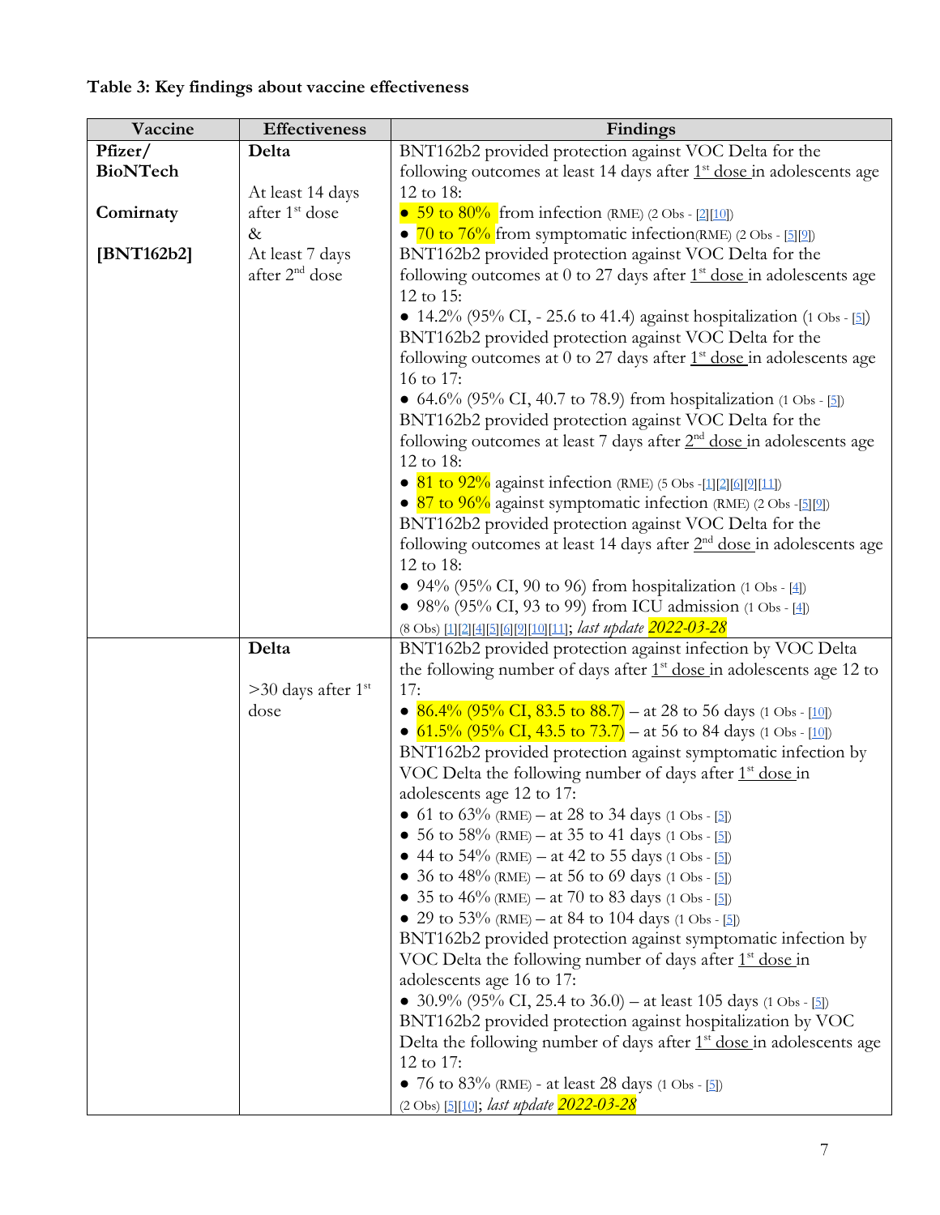**Table 3: Key findings about vaccine effectiveness**

| Vaccine | Effectiveness | Findings |
| --- | --- | --- |
| **Pfizer/ BioNTech**<br><br>**Comirnaty**<br><br>**[BNT162b2]** | **Delta**<br><br>At least 14 days after 1st dose<br>&<br>At least 7 days after 2nd dose | BNT162b2 provided protection against VOC Delta for the following outcomes at least 14 days after 1st dose in adolescents age 12 to 18:<br>• 59 to 80% from infection (RME) (2 Obs - [2][10])<br>• 70 to 76% from symptomatic infection(RME) (2 Obs - [5][9])<br>BNT162b2 provided protection against VOC Delta for the following outcomes at 0 to 27 days after 1st dose in adolescents age 12 to 15:<br>• 14.2% (95% CI, - 25.6 to 41.4) against hospitalization (1 Obs - [5])<br>BNT162b2 provided protection against VOC Delta for the following outcomes at 0 to 27 days after 1st dose in adolescents age 16 to 17:<br>• 64.6% (95% CI, 40.7 to 78.9) from hospitalization (1 Obs - [5])<br>BNT162b2 provided protection against VOC Delta for the following outcomes at least 7 days after 2nd dose in adolescents age 12 to 18:<br>• 81 to 92% against infection (RME) (5 Obs -[1][2][6][9][11])<br>• 87 to 96% against symptomatic infection (RME) (2 Obs -[5][9])<br>BNT162b2 provided protection against VOC Delta for the following outcomes at least 14 days after 2nd dose in adolescents age 12 to 18:<br>• 94% (95% CI, 90 to 96) from hospitalization (1 Obs - [4])<br>• 98% (95% CI, 93 to 99) from ICU admission (1 Obs - [4])<br>(8 Obs) [1][2][4][5][6][9][10][11]; *last update 2022-03-28* |
| | **Delta**<br><br>>30 days after 1st dose | BNT162b2 provided protection against infection by VOC Delta the following number of days after 1st dose in adolescents age 12 to 17:<br>• 86.4% (95% CI, 83.5 to 88.7) – at 28 to 56 days (1 Obs - [10])<br>• 61.5% (95% CI, 43.5 to 73.7) – at 56 to 84 days (1 Obs - [10])<br>BNT162b2 provided protection against symptomatic infection by VOC Delta the following number of days after 1st dose in adolescents age 12 to 17:<br>• 61 to 63% (RME) – at 28 to 34 days (1 Obs - [5])<br>• 56 to 58% (RME) – at 35 to 41 days (1 Obs - [5])<br>• 44 to 54% (RME) – at 42 to 55 days (1 Obs - [5])<br>• 36 to 48% (RME) – at 56 to 69 days (1 Obs - [5])<br>• 35 to 46% (RME) – at 70 to 83 days (1 Obs - [5])<br>• 29 to 53% (RME) – at 84 to 104 days (1 Obs - [5])<br>BNT162b2 provided protection against symptomatic infection by VOC Delta the following number of days after 1st dose in adolescents age 16 to 17:<br>• 30.9% (95% CI, 25.4 to 36.0) – at least 105 days (1 Obs - [5])<br>BNT162b2 provided protection against hospitalization by VOC Delta the following number of days after 1st dose in adolescents age 12 to 17:<br>• 76 to 83% (RME) - at least 28 days (1 Obs - [5])<br>(2 Obs) [5][10]; *last update 2022-03-28* |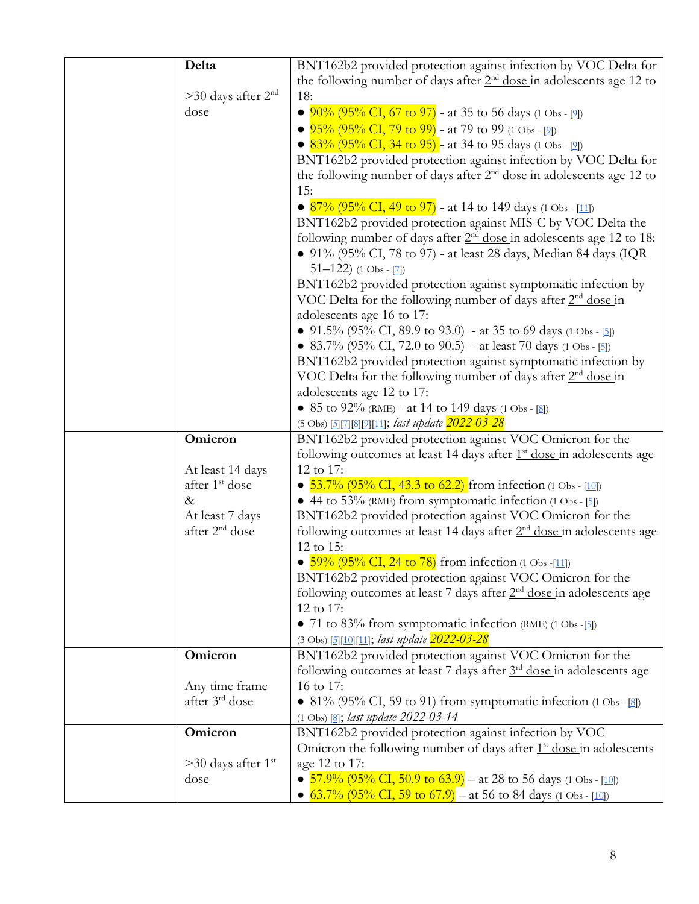| | | |
|---|---|---|
| | **Delta**<br><br>>30 days after 2nd dose | BNT162b2 provided protection against infection by VOC Delta for the following number of days after 2nd dose in adolescents age 12 to 18:<br>• 90% (95% CI, 67 to 97) - at 35 to 56 days (1 Obs - [9])<br>• 95% (95% CI, 79 to 99) - at 79 to 99 (1 Obs - [9])<br>• 83% (95% CI, 34 to 95) - at 34 to 95 days (1 Obs - [9])<br>BNT162b2 provided protection against infection by VOC Delta for the following number of days after 2nd dose in adolescents age 12 to 15:<br>• 87% (95% CI, 49 to 97) - at 14 to 149 days (1 Obs - [11])<br>BNT162b2 provided protection against MIS-C by VOC Delta the following number of days after 2nd dose in adolescents age 12 to 18:<br>• 91% (95% CI, 78 to 97) - at least 28 days, Median 84 days (IQR 51–122) (1 Obs - [7])<br>BNT162b2 provided protection against symptomatic infection by VOC Delta for the following number of days after 2nd dose in adolescents age 16 to 17:<br>• 91.5% (95% CI, 89.9 to 93.0) - at 35 to 69 days (1 Obs - [5])<br>• 83.7% (95% CI, 72.0 to 90.5) - at least 70 days (1 Obs - [5])<br>BNT162b2 provided protection against symptomatic infection by VOC Delta for the following number of days after 2nd dose in adolescents age 12 to 17:<br>• 85 to 92% (RME) - at 14 to 149 days (1 Obs - [8])<br>(5 Obs) [5][7][8][9][11]; *last update 2022-03-28* |
| | **Omicron**<br><br>At least 14 days after 1st dose<br>&<br>At least 7 days after 2nd dose | BNT162b2 provided protection against VOC Omicron for the following outcomes at least 14 days after 1st dose in adolescents age 12 to 17:<br>• 53.7% (95% CI, 43.3 to 62.2) from infection (1 Obs - [10])<br>• 44 to 53% (RME) from symptomatic infection (1 Obs - [5])<br>BNT162b2 provided protection against VOC Omicron for the following outcomes at least 14 days after 2nd dose in adolescents age 12 to 15:<br>• 59% (95% CI, 24 to 78) from infection (1 Obs -[11])<br>BNT162b2 provided protection against VOC Omicron for the following outcomes at least 7 days after 2nd dose in adolescents age 12 to 17:<br>• 71 to 83% from symptomatic infection (RME) (1 Obs -[5])<br>(3 Obs) [5][10][11]; *last update 2022-03-28* |
| | **Omicron**<br><br>Any time frame after 3rd dose | BNT162b2 provided protection against VOC Omicron for the following outcomes at least 7 days after 3rd dose in adolescents age 16 to 17:<br>• 81% (95% CI, 59 to 91) from symptomatic infection (1 Obs - [8])<br>(1 Obs) [8]; *last update 2022-03-14* |
| | **Omicron**<br><br>>30 days after 1st dose | BNT162b2 provided protection against infection by VOC Omicron the following number of days after 1st dose in adolescents age 12 to 17:<br>• 57.9% (95% CI, 50.9 to 63.9) – at 28 to 56 days (1 Obs - [10])<br>• 63.7% (95% CI, 59 to 67.9) – at 56 to 84 days (1 Obs - [10]) |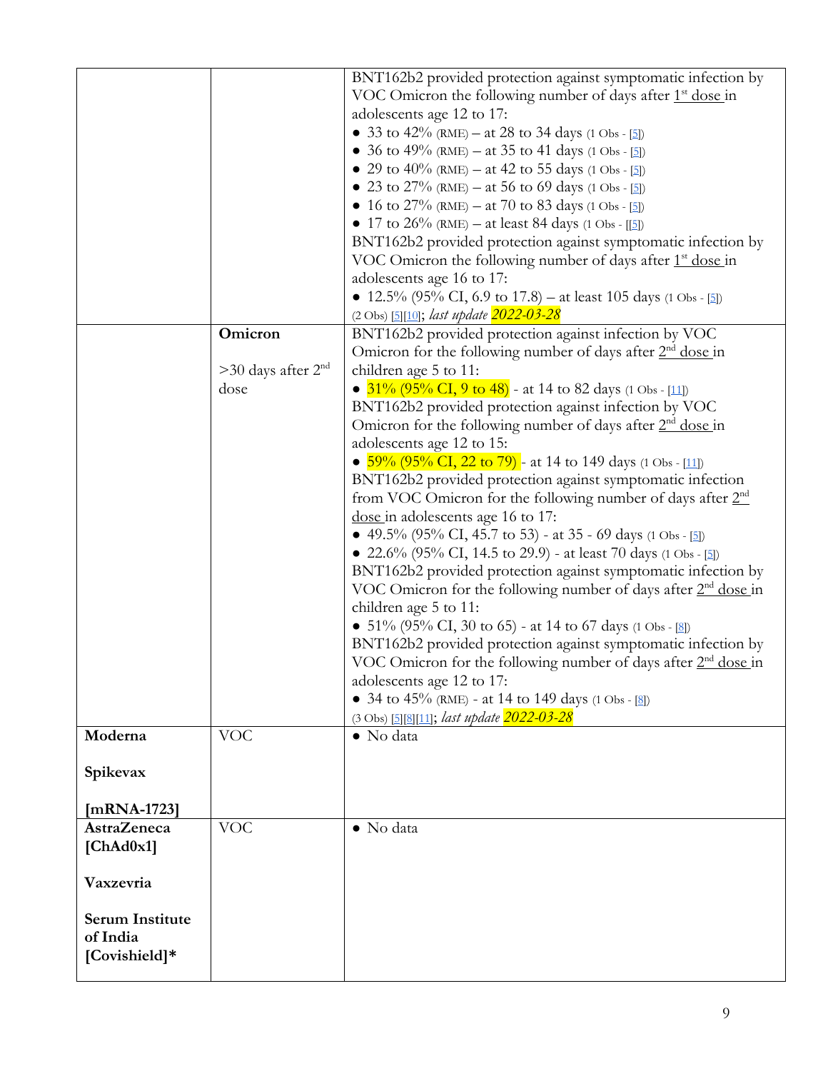| | | |
|---|---|---|
| | | BNT162b2 provided protection against symptomatic infection by VOC Omicron the following number of days after 1st dose in adolescents age 12 to 17:<br>• 33 to 42% (RME) – at 28 to 34 days (1 Obs - [5])<br>• 36 to 49% (RME) – at 35 to 41 days (1 Obs - [5])<br>• 29 to 40% (RME) – at 42 to 55 days (1 Obs - [5])<br>• 23 to 27% (RME) – at 56 to 69 days (1 Obs - [5])<br>• 16 to 27% (RME) – at 70 to 83 days (1 Obs - [5])<br>• 17 to 26% (RME) – at least 84 days (1 Obs - [[5])<br>BNT162b2 provided protection against symptomatic infection by VOC Omicron the following number of days after 1st dose in adolescents age 16 to 17:<br>• 12.5% (95% CI, 6.9 to 17.8) – at least 105 days (1 Obs - [5])<br>(2 Obs) [5][10]; *last update* 2022-03-28 |
| | **Omicron**<br><br>>30 days after 2nd dose | BNT162b2 provided protection against infection by VOC Omicron for the following number of days after 2nd dose in children age 5 to 11:<br>• 31% (95% CI, 9 to 48) - at 14 to 82 days (1 Obs - [11])<br>BNT162b2 provided protection against infection by VOC Omicron for the following number of days after 2nd dose in adolescents age 12 to 15:<br>• 59% (95% CI, 22 to 79) - at 14 to 149 days (1 Obs - [11])<br>BNT162b2 provided protection against symptomatic infection from VOC Omicron for the following number of days after 2nd dose in adolescents age 16 to 17:<br>• 49.5% (95% CI, 45.7 to 53) - at 35 - 69 days (1 Obs - [5])<br>• 22.6% (95% CI, 14.5 to 29.9) - at least 70 days (1 Obs - [5])<br>BNT162b2 provided protection against symptomatic infection by VOC Omicron for the following number of days after 2nd dose in children age 5 to 11:<br>• 51% (95% CI, 30 to 65) - at 14 to 67 days (1 Obs - [8])<br>BNT162b2 provided protection against symptomatic infection by VOC Omicron for the following number of days after 2nd dose in adolescents age 12 to 17:<br>• 34 to 45% (RME) - at 14 to 149 days (1 Obs - [8])<br>(3 Obs) [5][8][11]; *last update* 2022-03-28 |
| **Moderna**<br><br>**Spikevax**<br><br>**[mRNA-1723]** | VOC | • No data |
| **AstraZeneca [ChAd0x1]**<br><br>**Vaxzevria**<br><br>**Serum Institute of India [Covishield]*** | VOC | • No data |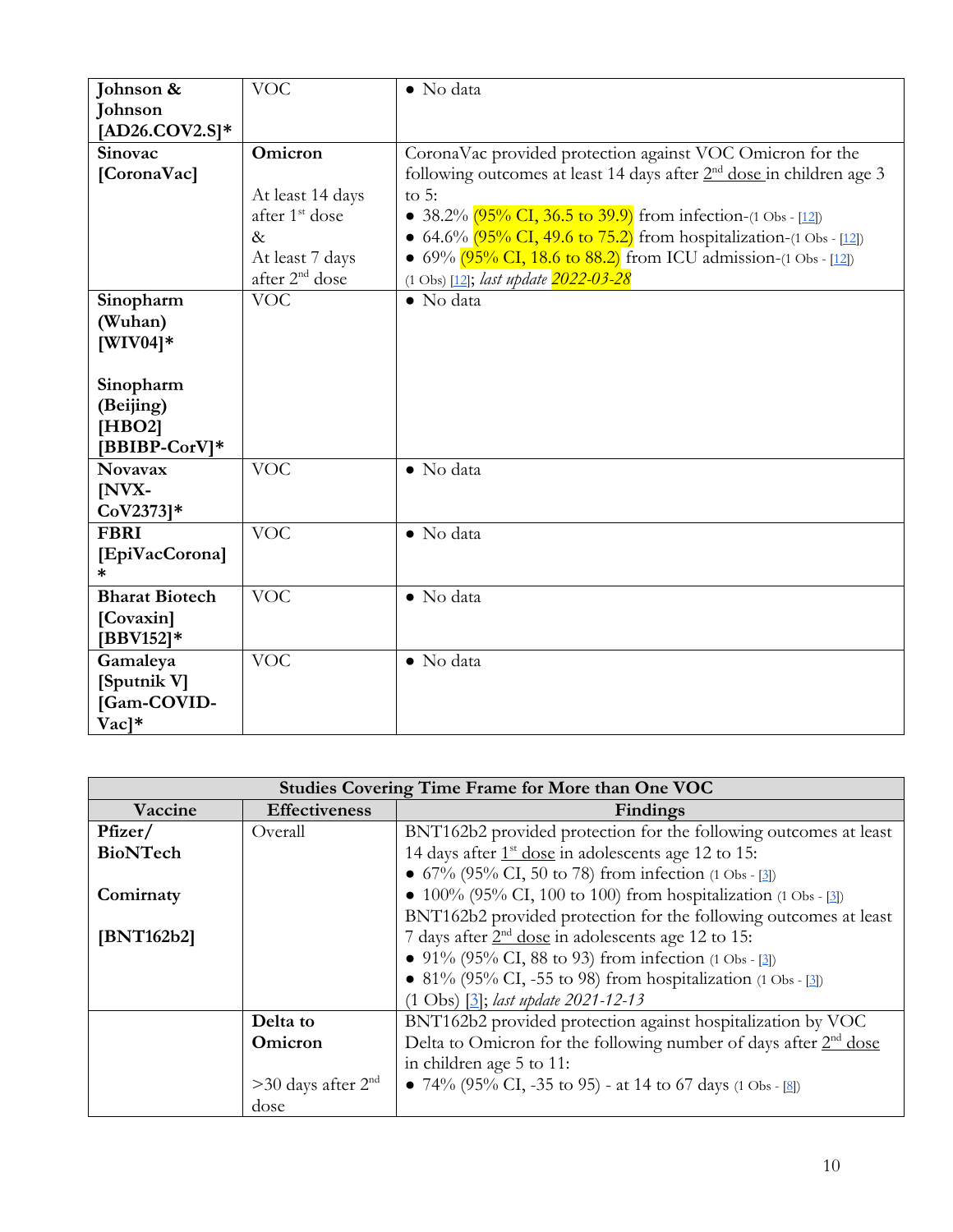| | | |
|---|---|---|
| **Johnson & Johnson [AD26.COV2.S]*** | VOC | • No data |
| **Sinovac [CoronaVac]** | **Omicron**<br><br>At least 14 days after 1st dose<br>&<br>At least 7 days after 2nd dose | CoronaVac provided protection against VOC Omicron for the following outcomes at least 14 days after 2nd dose in children age 3 to 5:<br>• 38.2% (95% CI, 36.5 to 39.9) from infection-(1 Obs - [12])<br>• 64.6% (95% CI, 49.6 to 75.2) from hospitalization-(1 Obs - [12])<br>• 69% (95% CI, 18.6 to 88.2) from ICU admission-(1 Obs - [12])<br>(1 Obs) [12]; *last update 2022-03-28* |
| **Sinopharm (Wuhan) [WIV04]***<br><br>**Sinopharm (Beijing) [HBO2] [BBIBP-CorV]*** | VOC | • No data |
| **Novavax [NVX-CoV2373]*** | VOC | • No data |
| **FBRI [EpiVacCorona]*** | VOC | • No data |
| **Bharat Biotech [Covaxin] [BBV152]*** | VOC | • No data |
| **Gamaleya [Sputnik V] [Gam-COVID-Vac]*** | VOC | • No data |

| **Studies Covering Time Frame for More than One VOC** | | |
|---|---|---|
| **Vaccine** | **Effectiveness** | **Findings** |
| **Pfizer/ BioNTech**<br><br>**Comirnaty**<br><br>**[BNT162b2]** | Overall | BNT162b2 provided protection for the following outcomes at least 14 days after 1st dose in adolescents age 12 to 15:<br>• 67% (95% CI, 50 to 78) from infection (1 Obs - [3])<br>• 100% (95% CI, 100 to 100) from hospitalization (1 Obs - [3])<br>BNT162b2 provided protection for the following outcomes at least 7 days after 2nd dose in adolescents age 12 to 15:<br>• 91% (95% CI, 88 to 93) from infection (1 Obs - [3])<br>• 81% (95% CI, -55 to 98) from hospitalization (1 Obs - [3])<br>(1 Obs) [3]; *last update 2021-12-13* |
| | **Delta to Omicron**<br><br>>30 days after 2nd dose | BNT162b2 provided protection against hospitalization by VOC Delta to Omicron for the following number of days after 2nd dose in children age 5 to 11:<br>• 74% (95% CI, -35 to 95) - at 14 to 67 days (1 Obs - [8]) |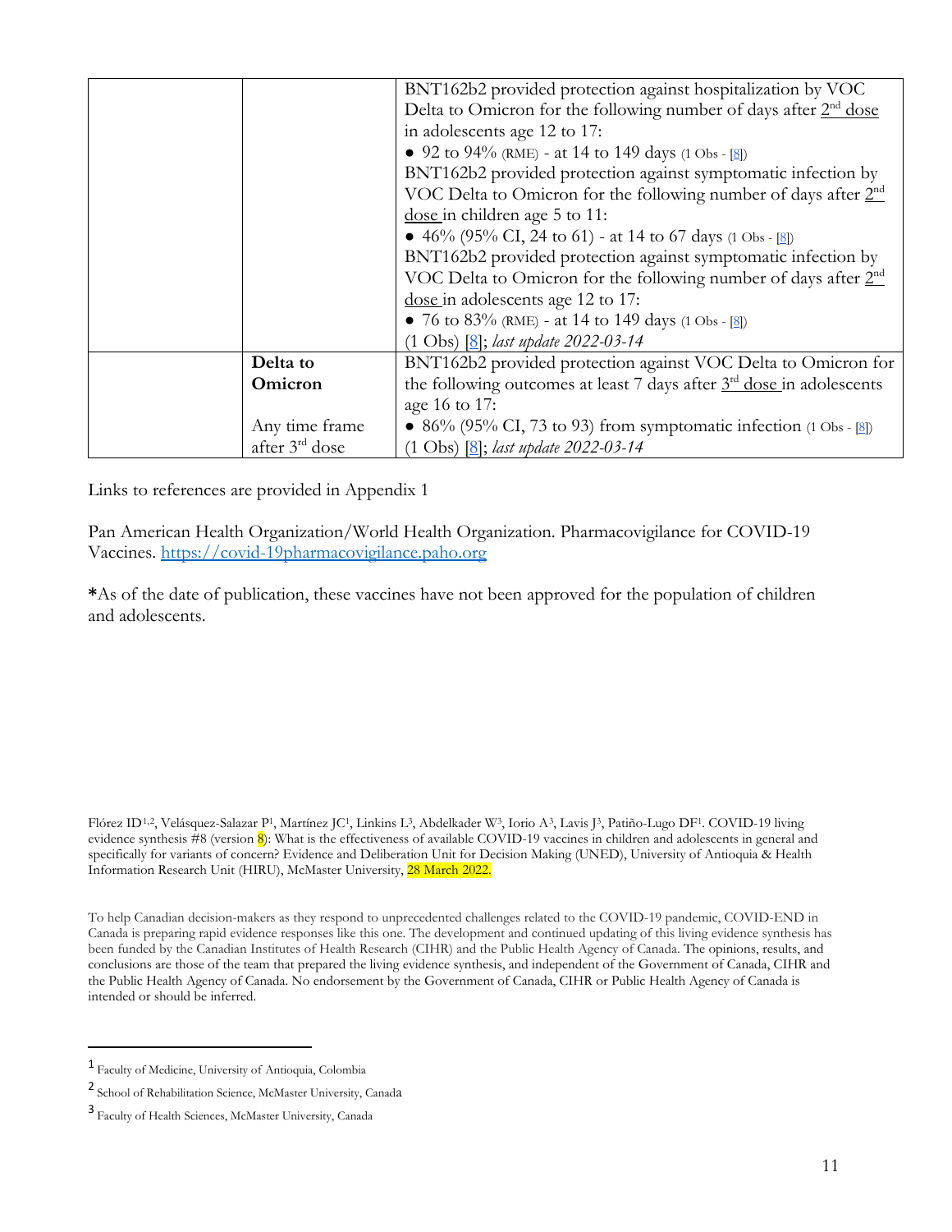| | | |
|---|---|---|
| | | BNT162b2 provided protection against hospitalization by VOC Delta to Omicron for the following number of days after 2nd dose in adolescents age 12 to 17:<br>• 92 to 94% (RME) - at 14 to 149 days (1 Obs - [8])<br>BNT162b2 provided protection against symptomatic infection by VOC Delta to Omicron for the following number of days after 2nd dose in children age 5 to 11:<br>• 46% (95% CI, 24 to 61) - at 14 to 67 days (1 Obs - [8])<br>BNT162b2 provided protection against symptomatic infection by VOC Delta to Omicron for the following number of days after 2nd dose in adolescents age 12 to 17:<br>• 76 to 83% (RME) - at 14 to 149 days (1 Obs - [8])<br>(1 Obs) [8]; *last update 2022-03-14* |
| | **Delta to Omicron**<br><br>Any time frame after 3rd dose | BNT162b2 provided protection against VOC Delta to Omicron for the following outcomes at least 7 days after 3rd dose in adolescents age 16 to 17:<br>• 86% (95% CI, 73 to 93) from symptomatic infection (1 Obs - [8])<br>(1 Obs) [8]; *last update 2022-03-14* |

Links to references are provided in Appendix 1

Pan American Health Organization/World Health Organization. Pharmacovigilance for COVID-19 Vaccines. https://covid-19pharmacovigilance.paho.org

**\***As of the date of publication, these vaccines have not been approved for the population of children and adolescents.

Flórez ID[1,2], Velásquez-Salazar P[1], Martínez JC[1], Linkins L[3], Abdelkader W[3], Iorio A[3], Lavis J[3], Patiño-Lugo DF[1]. COVID-19 living evidence synthesis #8 (version 8): What is the effectiveness of available COVID-19 vaccines in children and adolescents in general and specifically for variants of concern? Evidence and Deliberation Unit for Decision Making (UNED), University of Antioquia & Health Information Research Unit (HIRU), McMaster University, 28 March 2022.

To help Canadian decision-makers as they respond to unprecedented challenges related to the COVID-19 pandemic, COVID-END in Canada is preparing rapid evidence responses like this one. The development and continued updating of this living evidence synthesis has been funded by the Canadian Institutes of Health Research (CIHR) and the Public Health Agency of Canada. The opinions, results, and conclusions are those of the team that prepared the living evidence synthesis, and independent of the Government of Canada, CIHR and the Public Health Agency of Canada. No endorsement by the Government of Canada, CIHR or Public Health Agency of Canada is intended or should be inferred.

[1] Faculty of Medicine, University of Antioquia, Colombia

[2] School of Rehabilitation Science, McMaster University, Canada

[3] Faculty of Health Sciences, McMaster University, Canada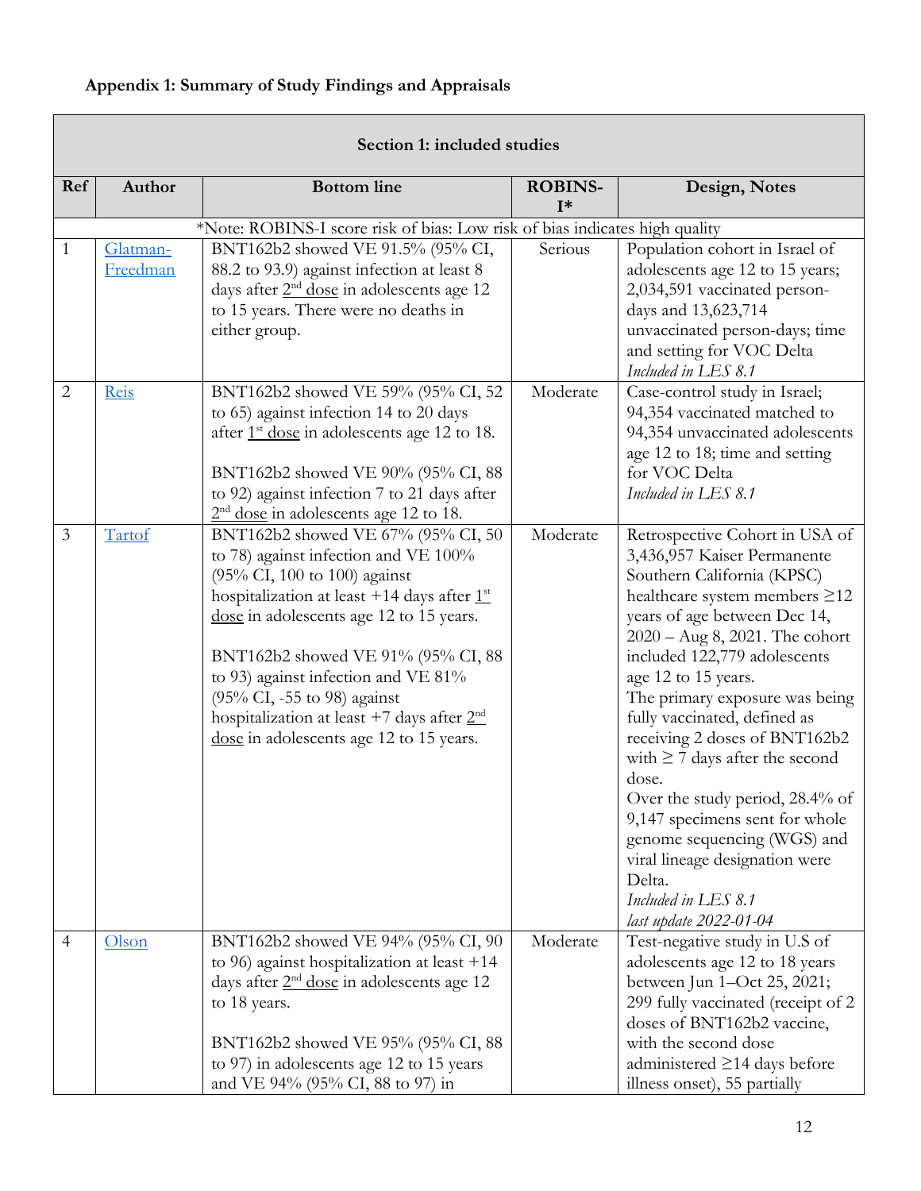**Appendix 1: Summary of Study Findings and Appraisals**

| Section 1: included studies | | | | |
|---|---|---|---|---|
| **Ref** | **Author** | **Bottom line** | **ROBINS-I*** | **Design, Notes** |
| *Note: ROBINS-I score risk of bias: Low risk of bias indicates high quality | | | | |
| 1 | Glatman-Freedman | BNT162b2 showed VE 91.5% (95% CI, 88.2 to 93.9) against infection at least 8 days after 2[nd] dose in adolescents age 12 to 15 years. There were no deaths in either group. | Serious | Population cohort in Israel of adolescents age 12 to 15 years; 2,034,591 vaccinated person-days and 13,623,714 unvaccinated person-days; time and setting for VOC Delta<br>*Included in LES 8.1* |
| 2 | Reis | BNT162b2 showed VE 59% (95% CI, 52 to 65) against infection 14 to 20 days after 1[st] dose in adolescents age 12 to 18.<br><br>BNT162b2 showed VE 90% (95% CI, 88 to 92) against infection 7 to 21 days after 2[nd] dose in adolescents age 12 to 18. | Moderate | Case-control study in Israel; 94,354 vaccinated matched to 94,354 unvaccinated adolescents age 12 to 18; time and setting for VOC Delta<br>*Included in LES 8.1* |
| 3 | Tartof | BNT162b2 showed VE 67% (95% CI, 50 to 78) against infection and VE 100% (95% CI, 100 to 100) against hospitalization at least +14 days after 1[st] dose in adolescents age 12 to 15 years.<br><br>BNT162b2 showed VE 91% (95% CI, 88 to 93) against infection and VE 81% (95% CI, -55 to 98) against hospitalization at least +7 days after 2[nd] dose in adolescents age 12 to 15 years. | Moderate | Retrospective Cohort in USA of 3,436,957 Kaiser Permanente Southern California (KPSC) healthcare system members ≥12 years of age between Dec 14, 2020 – Aug 8, 2021. The cohort included 122,779 adolescents age 12 to 15 years.<br>The primary exposure was being fully vaccinated, defined as receiving 2 doses of BNT162b2 with ≥ 7 days after the second dose.<br>Over the study period, 28.4% of 9,147 specimens sent for whole genome sequencing (WGS) and viral lineage designation were Delta.<br>*Included in LES 8.1*<br>*last update 2022-01-04* |
| 4 | Olson | BNT162b2 showed VE 94% (95% CI, 90 to 96) against hospitalization at least +14 days after 2[nd] dose in adolescents age 12 to 18 years.<br><br>BNT162b2 showed VE 95% (95% CI, 88 to 97) in adolescents age 12 to 15 years and VE 94% (95% CI, 88 to 97) in | Moderate | Test-negative study in U.S of adolescents age 12 to 18 years between Jun 1–Oct 25, 2021; 299 fully vaccinated (receipt of 2 doses of BNT162b2 vaccine, with the second dose administered ≥14 days before illness onset), 55 partially |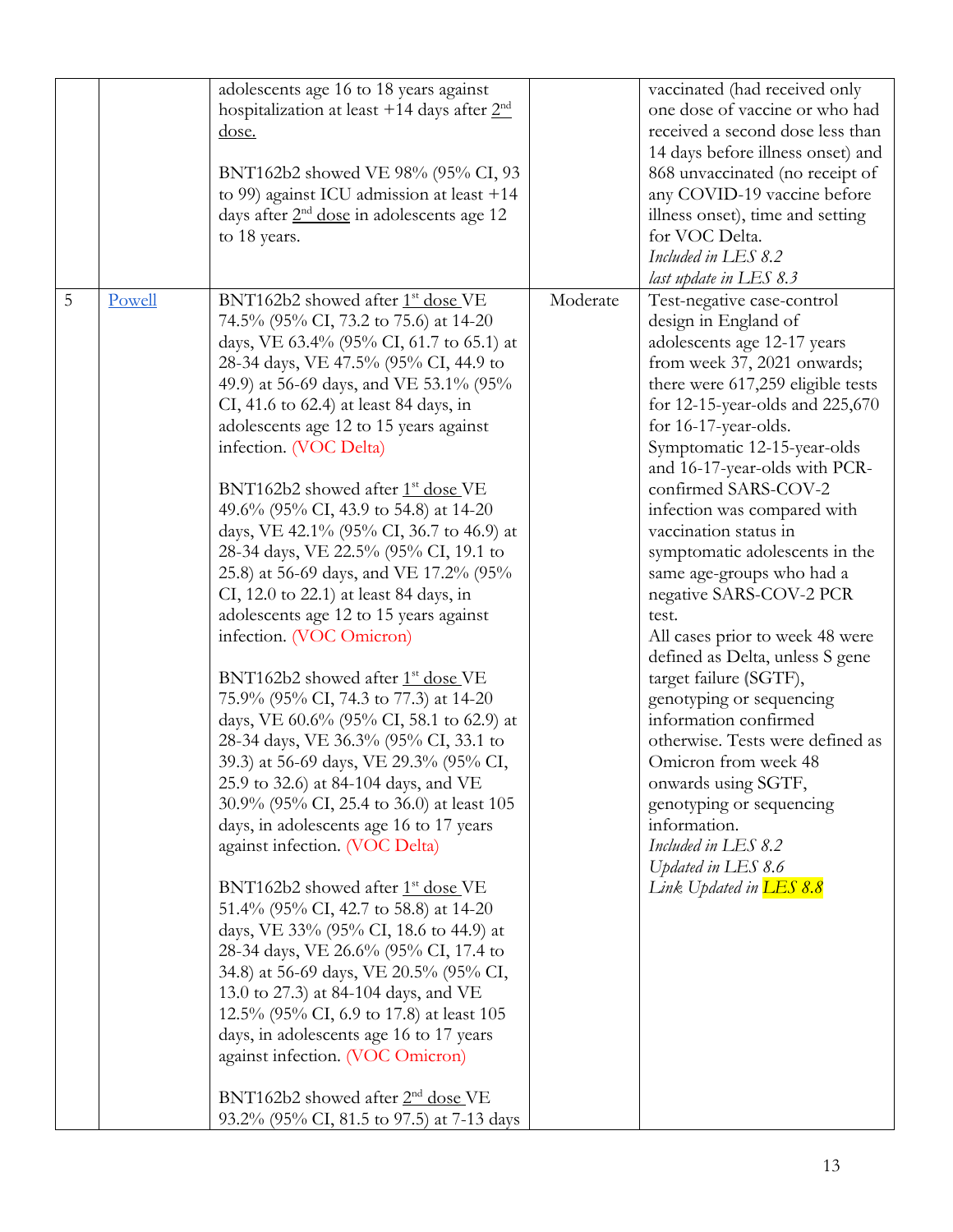| | | | | |
|---|---|---|---|---|
| | | adolescents age 16 to 18 years against hospitalization at least +14 days after 2nd dose.<br><br>BNT162b2 showed VE 98% (95% CI, 93 to 99) against ICU admission at least +14 days after 2nd dose in adolescents age 12 to 18 years. | | vaccinated (had received only one dose of vaccine or who had received a second dose less than 14 days before illness onset) and 868 unvaccinated (no receipt of any COVID-19 vaccine before illness onset), time and setting for VOC Delta.<br>*Included in LES 8.2*<br>*last update in LES 8.3* |
| 5 | [Powell]() | BNT162b2 showed after 1st dose VE 74.5% (95% CI, 73.2 to 75.6) at 14-20 days, VE 63.4% (95% CI, 61.7 to 65.1) at 28-34 days, VE 47.5% (95% CI, 44.9 to 49.9) at 56-69 days, and VE 53.1% (95% CI, 41.6 to 62.4) at least 84 days, in adolescents age 12 to 15 years against infection. (VOC Delta)<br><br>BNT162b2 showed after 1st dose VE 49.6% (95% CI, 43.9 to 54.8) at 14-20 days, VE 42.1% (95% CI, 36.7 to 46.9) at 28-34 days, VE 22.5% (95% CI, 19.1 to 25.8) at 56-69 days, and VE 17.2% (95% CI, 12.0 to 22.1) at least 84 days, in adolescents age 12 to 15 years against infection. (VOC Omicron)<br><br>BNT162b2 showed after 1st dose VE 75.9% (95% CI, 74.3 to 77.3) at 14-20 days, VE 60.6% (95% CI, 58.1 to 62.9) at 28-34 days, VE 36.3% (95% CI, 33.1 to 39.3) at 56-69 days, VE 29.3% (95% CI, 25.9 to 32.6) at 84-104 days, and VE 30.9% (95% CI, 25.4 to 36.0) at least 105 days, in adolescents age 16 to 17 years against infection. (VOC Delta)<br><br>BNT162b2 showed after 1st dose VE 51.4% (95% CI, 42.7 to 58.8) at 14-20 days, VE 33% (95% CI, 18.6 to 44.9) at 28-34 days, VE 26.6% (95% CI, 17.4 to 34.8) at 56-69 days, VE 20.5% (95% CI, 13.0 to 27.3) at 84-104 days, and VE 12.5% (95% CI, 6.9 to 17.8) at least 105 days, in adolescents age 16 to 17 years against infection. (VOC Omicron)<br><br>BNT162b2 showed after 2nd dose VE 93.2% (95% CI, 81.5 to 97.5) at 7-13 days | Moderate | Test-negative case-control design in England of adolescents age 12-17 years from week 37, 2021 onwards; there were 617,259 eligible tests for 12-15-year-olds and 225,670 for 16-17-year-olds. Symptomatic 12-15-year-olds and 16-17-year-olds with PCR-confirmed SARS-COV-2 infection was compared with vaccination status in symptomatic adolescents in the same age-groups who had a negative SARS-COV-2 PCR test.<br>All cases prior to week 48 were defined as Delta, unless S gene target failure (SGTF), genotyping or sequencing information confirmed otherwise. Tests were defined as Omicron from week 48 onwards using SGTF, genotyping or sequencing information.<br>*Included in LES 8.2*<br>*Updated in LES 8.6*<br>*Link Updated in LES 8.8* |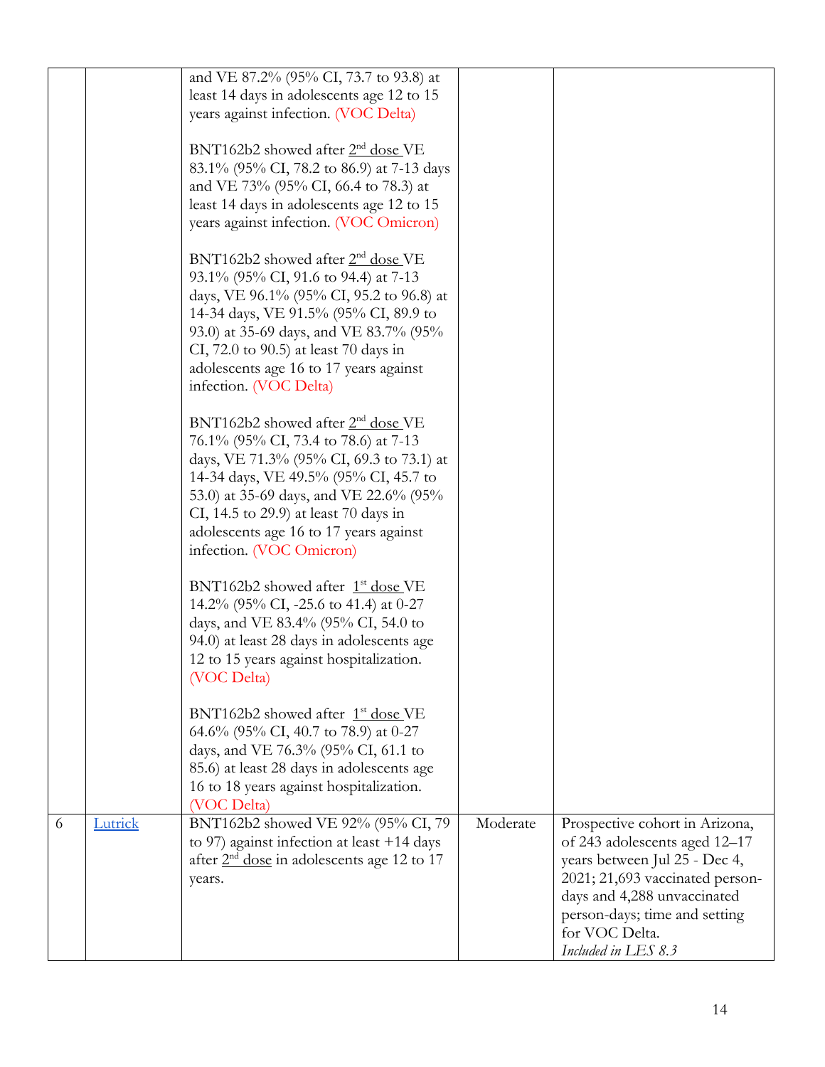| | | | | |
|---|---|---|---|---|
| | | and VE 87.2% (95% CI, 73.7 to 93.8) at least 14 days in adolescents age 12 to 15 years against infection. (VOC Delta)<br><br>BNT162b2 showed after 2nd dose VE 83.1% (95% CI, 78.2 to 86.9) at 7-13 days and VE 73% (95% CI, 66.4 to 78.3) at least 14 days in adolescents age 12 to 15 years against infection. (VOC Omicron)<br><br>BNT162b2 showed after 2nd dose VE 93.1% (95% CI, 91.6 to 94.4) at 7-13 days, VE 96.1% (95% CI, 95.2 to 96.8) at 14-34 days, VE 91.5% (95% CI, 89.9 to 93.0) at 35-69 days, and VE 83.7% (95% CI, 72.0 to 90.5) at least 70 days in adolescents age 16 to 17 years against infection. (VOC Delta)<br><br>BNT162b2 showed after 2nd dose VE 76.1% (95% CI, 73.4 to 78.6) at 7-13 days, VE 71.3% (95% CI, 69.3 to 73.1) at 14-34 days, VE 49.5% (95% CI, 45.7 to 53.0) at 35-69 days, and VE 22.6% (95% CI, 14.5 to 29.9) at least 70 days in adolescents age 16 to 17 years against infection. (VOC Omicron)<br><br>BNT162b2 showed after 1st dose VE 14.2% (95% CI, -25.6 to 41.4) at 0-27 days, and VE 83.4% (95% CI, 54.0 to 94.0) at least 28 days in adolescents age 12 to 15 years against hospitalization. (VOC Delta)<br><br>BNT162b2 showed after 1st dose VE 64.6% (95% CI, 40.7 to 78.9) at 0-27 days, and VE 76.3% (95% CI, 61.1 to 85.6) at least 28 days in adolescents age 16 to 18 years against hospitalization. (VOC Delta) | | |
| 6 | Lutrick | BNT162b2 showed VE 92% (95% CI, 79 to 97) against infection at least +14 days after 2nd dose in adolescents age 12 to 17 years. | Moderate | Prospective cohort in Arizona, of 243 adolescents aged 12–17 years between Jul 25 - Dec 4, 2021; 21,693 vaccinated person-days and 4,288 unvaccinated person-days; time and setting for VOC Delta.<br>*Included in LES 8.3* |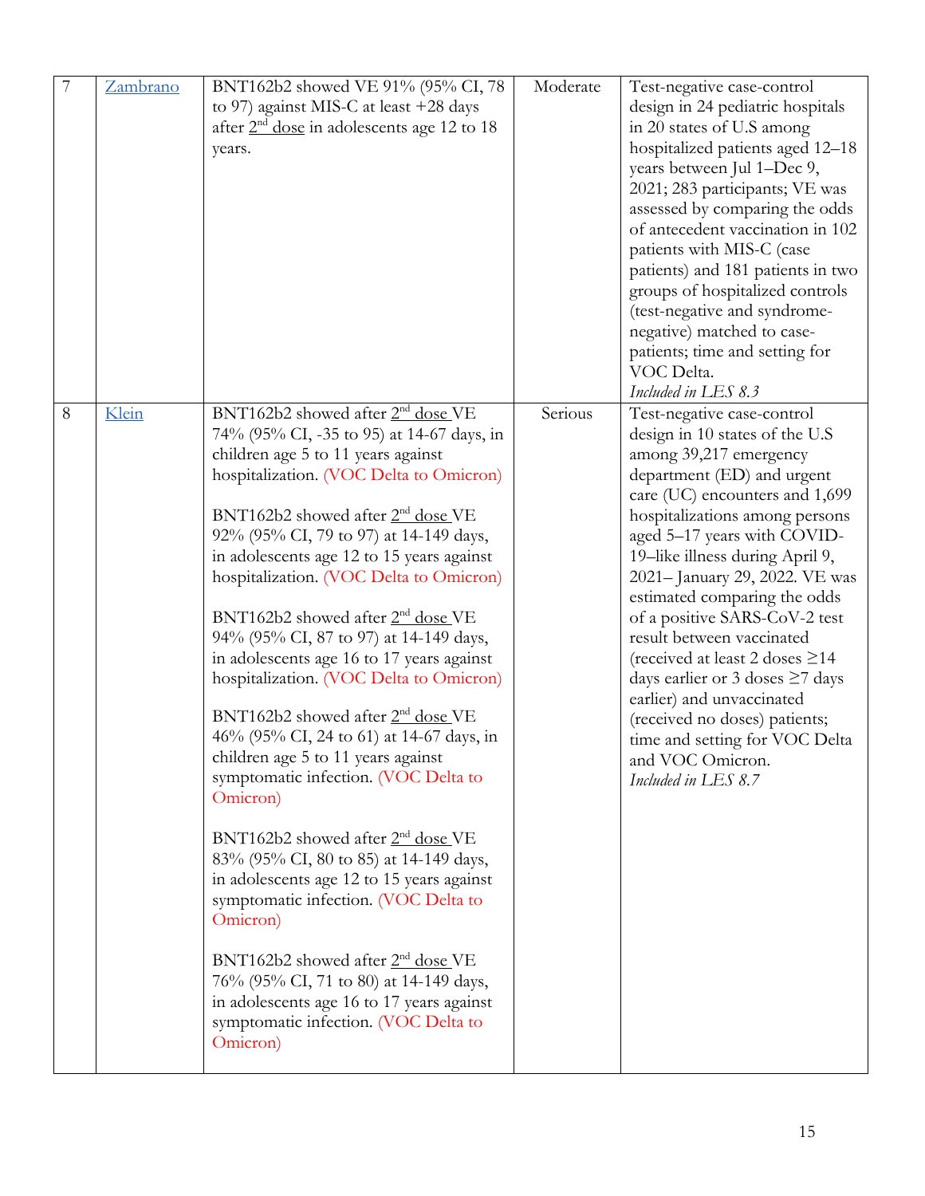| 7 | Zambrano | BNT162b2 showed VE 91% (95% CI, 78 to 97) against MIS-C at least +28 days after 2nd dose in adolescents age 12 to 18 years. | Moderate | Test-negative case-control design in 24 pediatric hospitals in 20 states of U.S among hospitalized patients aged 12–18 years between Jul 1–Dec 9, 2021; 283 participants; VE was assessed by comparing the odds of antecedent vaccination in 102 patients with MIS-C (case patients) and 181 patients in two groups of hospitalized controls (test-negative and syndrome-negative) matched to case-patients; time and setting for VOC Delta. *Included in LES 8.3* |
|---|---|---|---|---|
| 8 | Klein | BNT162b2 showed after 2nd dose VE 74% (95% CI, -35 to 95) at 14-67 days, in children age 5 to 11 years against hospitalization. (VOC Delta to Omicron)<br><br>BNT162b2 showed after 2nd dose VE 92% (95% CI, 79 to 97) at 14-149 days, in adolescents age 12 to 15 years against hospitalization. (VOC Delta to Omicron)<br><br>BNT162b2 showed after 2nd dose VE 94% (95% CI, 87 to 97) at 14-149 days, in adolescents age 16 to 17 years against hospitalization. (VOC Delta to Omicron)<br><br>BNT162b2 showed after 2nd dose VE 46% (95% CI, 24 to 61) at 14-67 days, in children age 5 to 11 years against symptomatic infection. (VOC Delta to Omicron)<br><br>BNT162b2 showed after 2nd dose VE 83% (95% CI, 80 to 85) at 14-149 days, in adolescents age 12 to 15 years against symptomatic infection. (VOC Delta to Omicron)<br><br>BNT162b2 showed after 2nd dose VE 76% (95% CI, 71 to 80) at 14-149 days, in adolescents age 16 to 17 years against symptomatic infection. (VOC Delta to Omicron) | Serious | Test-negative case-control design in 10 states of the U.S among 39,217 emergency department (ED) and urgent care (UC) encounters and 1,699 hospitalizations among persons aged 5–17 years with COVID-19–like illness during April 9, 2021– January 29, 2022. VE was estimated comparing the odds of a positive SARS-CoV-2 test result between vaccinated (received at least 2 doses ≥14 days earlier or 3 doses ≥7 days earlier) and unvaccinated (received no doses) patients; time and setting for VOC Delta and VOC Omicron. *Included in LES 8.7* |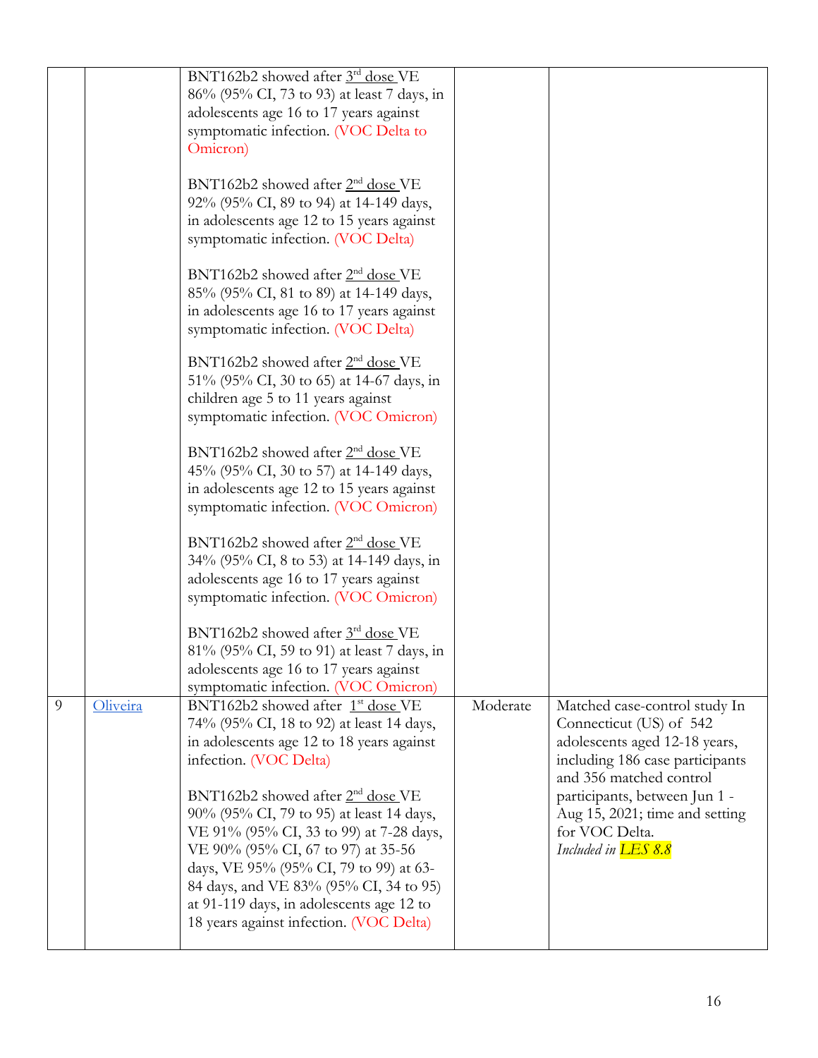| | | | | |
|---|---|---|---|---|
| | | BNT162b2 showed after 3rd dose VE 86% (95% CI, 73 to 93) at least 7 days, in adolescents age 16 to 17 years against symptomatic infection. (VOC Delta to Omicron)<br><br>BNT162b2 showed after 2nd dose VE 92% (95% CI, 89 to 94) at 14-149 days, in adolescents age 12 to 15 years against symptomatic infection. (VOC Delta)<br><br>BNT162b2 showed after 2nd dose VE 85% (95% CI, 81 to 89) at 14-149 days, in adolescents age 16 to 17 years against symptomatic infection. (VOC Delta)<br><br>BNT162b2 showed after 2nd dose VE 51% (95% CI, 30 to 65) at 14-67 days, in children age 5 to 11 years against symptomatic infection. (VOC Omicron)<br><br>BNT162b2 showed after 2nd dose VE 45% (95% CI, 30 to 57) at 14-149 days, in adolescents age 12 to 15 years against symptomatic infection. (VOC Omicron)<br><br>BNT162b2 showed after 2nd dose VE 34% (95% CI, 8 to 53) at 14-149 days, in adolescents age 16 to 17 years against symptomatic infection. (VOC Omicron)<br><br>BNT162b2 showed after 3rd dose VE 81% (95% CI, 59 to 91) at least 7 days, in adolescents age 16 to 17 years against symptomatic infection. (VOC Omicron) | | |
| 9 | Oliveira | BNT162b2 showed after 1st dose VE 74% (95% CI, 18 to 92) at least 14 days, in adolescents age 12 to 18 years against infection. (VOC Delta)<br><br>BNT162b2 showed after 2nd dose VE 90% (95% CI, 79 to 95) at least 14 days, VE 91% (95% CI, 33 to 99) at 7-28 days, VE 90% (95% CI, 67 to 97) at 35-56 days, VE 95% (95% CI, 79 to 99) at 63-84 days, and VE 83% (95% CI, 34 to 95) at 91-119 days, in adolescents age 12 to 18 years against infection. (VOC Delta) | Moderate | Matched case-control study In Connecticut (US) of 542 adolescents aged 12-18 years, including 186 case participants and 356 matched control participants, between Jun 1 - Aug 15, 2021; time and setting for VOC Delta.<br>*Included in LES 8.8* |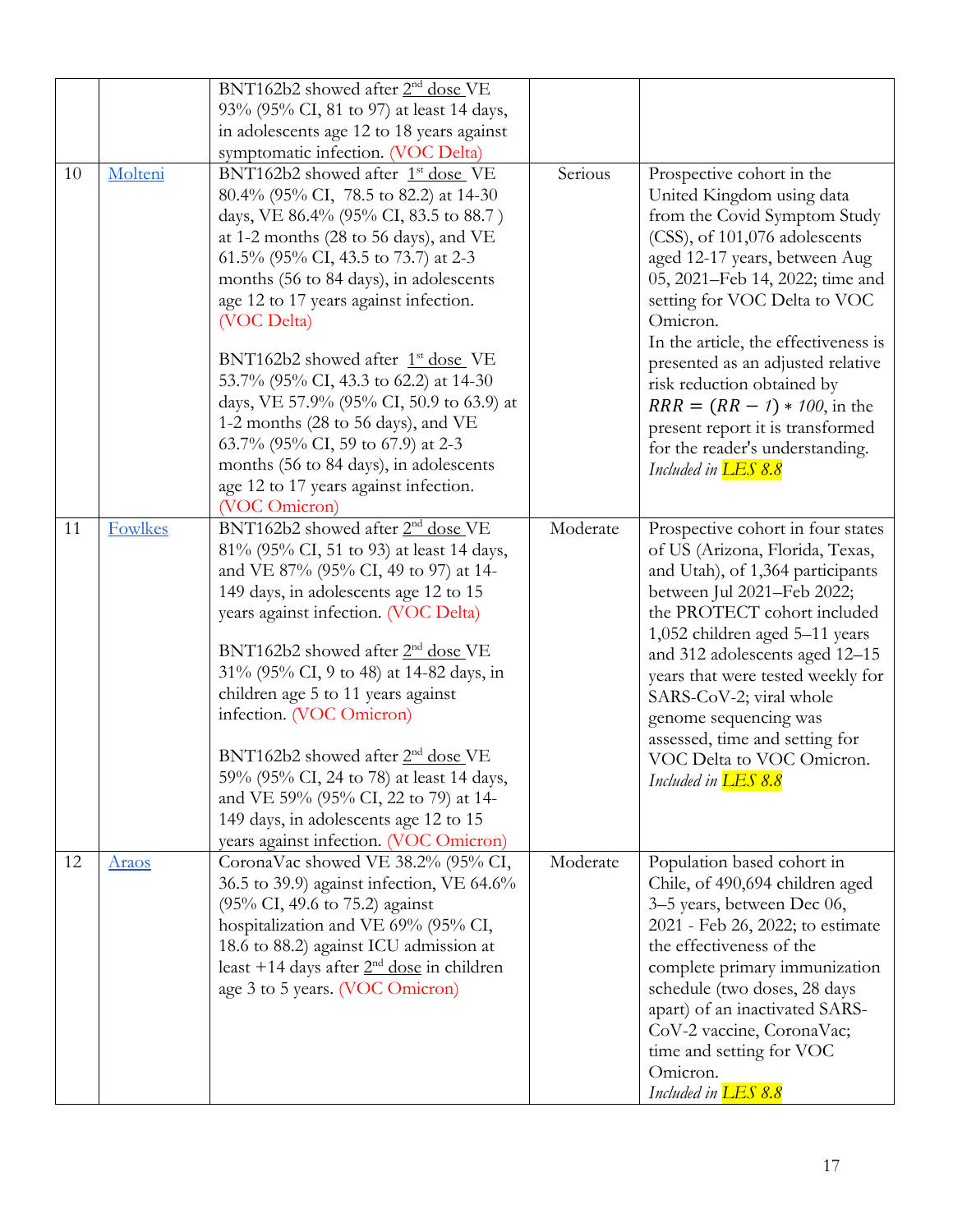| | | | | |
|---|---|---|---|---|
| | | BNT162b2 showed after 2nd dose VE 93% (95% CI, 81 to 97) at least 14 days, in adolescents age 12 to 18 years against symptomatic infection. (VOC Delta) | | |
| 10 | Molteni | BNT162b2 showed after 1st dose VE 80.4% (95% CI, 78.5 to 82.2) at 14-30 days, VE 86.4% (95% CI, 83.5 to 88.7 ) at 1-2 months (28 to 56 days), and VE 61.5% (95% CI, 43.5 to 73.7) at 2-3 months (56 to 84 days), in adolescents age 12 to 17 years against infection. (VOC Delta)<br><br>BNT162b2 showed after 1st dose VE 53.7% (95% CI, 43.3 to 62.2) at 14-30 days, VE 57.9% (95% CI, 50.9 to 63.9) at 1-2 months (28 to 56 days), and VE 63.7% (95% CI, 59 to 67.9) at 2-3 months (56 to 84 days), in adolescents age 12 to 17 years against infection. (VOC Omicron) | Serious | Prospective cohort in the United Kingdom using data from the Covid Symptom Study (CSS), of 101,076 adolescents aged 12-17 years, between Aug 05, 2021–Feb 14, 2022; time and setting for VOC Delta to VOC Omicron.<br>In the article, the effectiveness is presented as an adjusted relative risk reduction obtained by $RRR = (RR - 1) * 100$, in the present report it is transformed for the reader's understanding.<br>*Included in LES 8.8* |
| 11 | Fowlkes | BNT162b2 showed after 2nd dose VE 81% (95% CI, 51 to 93) at least 14 days, and VE 87% (95% CI, 49 to 97) at 14-149 days, in adolescents age 12 to 15 years against infection. (VOC Delta)<br><br>BNT162b2 showed after 2nd dose VE 31% (95% CI, 9 to 48) at 14-82 days, in children age 5 to 11 years against infection. (VOC Omicron)<br><br>BNT162b2 showed after 2nd dose VE 59% (95% CI, 24 to 78) at least 14 days, and VE 59% (95% CI, 22 to 79) at 14-149 days, in adolescents age 12 to 15 years against infection. (VOC Omicron) | Moderate | Prospective cohort in four states of US (Arizona, Florida, Texas, and Utah), of 1,364 participants between Jul 2021–Feb 2022; the PROTECT cohort included 1,052 children aged 5–11 years and 312 adolescents aged 12–15 years that were tested weekly for SARS-CoV-2; viral whole genome sequencing was assessed, time and setting for VOC Delta to VOC Omicron.<br>*Included in LES 8.8* |
| 12 | Araos | CoronaVac showed VE 38.2% (95% CI, 36.5 to 39.9) against infection, VE 64.6% (95% CI, 49.6 to 75.2) against hospitalization and VE 69% (95% CI, 18.6 to 88.2) against ICU admission at least +14 days after 2nd dose in children age 3 to 5 years. (VOC Omicron) | Moderate | Population based cohort in Chile, of 490,694 children aged 3–5 years, between Dec 06, 2021 - Feb 26, 2022; to estimate the effectiveness of the complete primary immunization schedule (two doses, 28 days apart) of an inactivated SARS-CoV-2 vaccine, CoronaVac; time and setting for VOC Omicron.<br>*Included in LES 8.8* |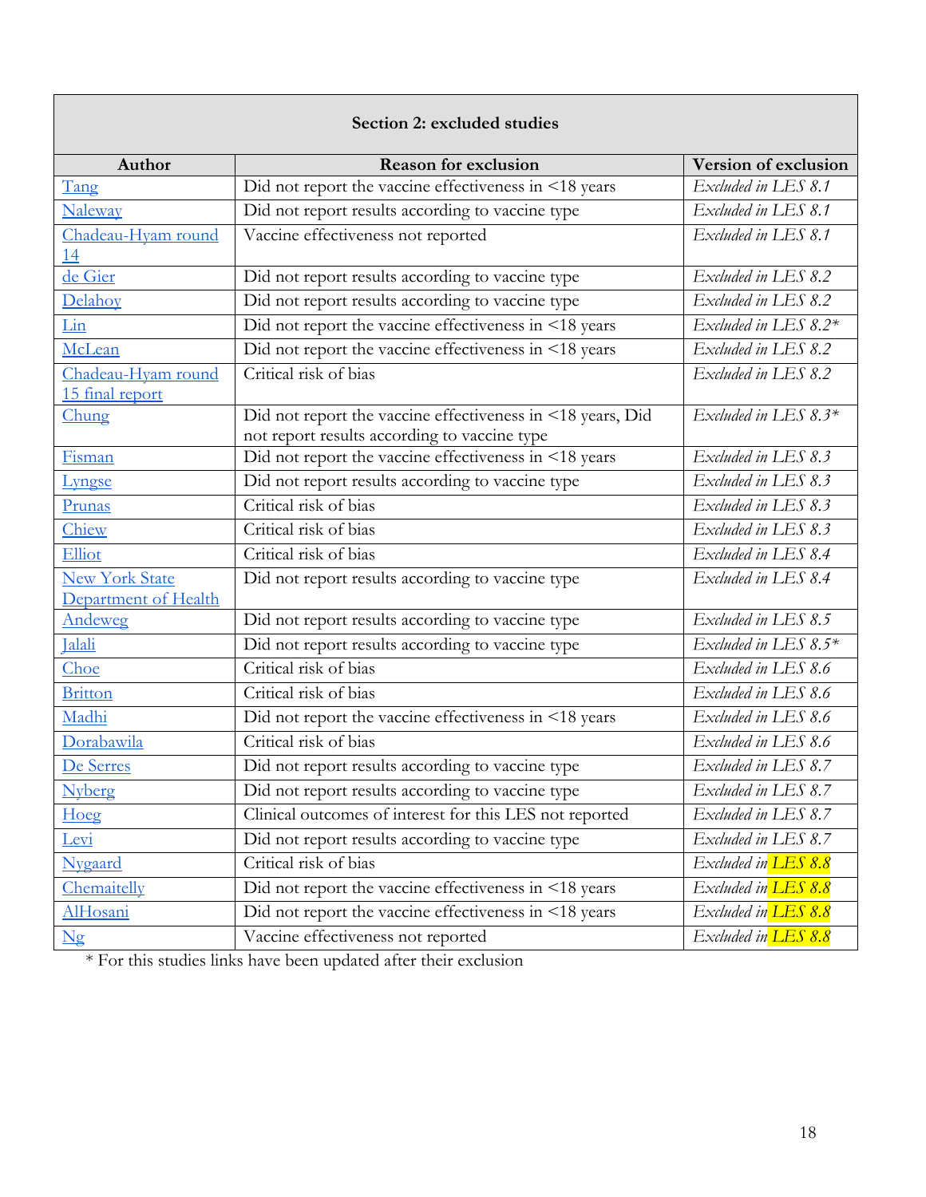| Section 2: excluded studies | | |
|---|---|---|
| **Author** | **Reason for exclusion** | **Version of exclusion** |
| Tang | Did not report the vaccine effectiveness in <18 years | *Excluded in LES 8.1* |
| Naleway | Did not report results according to vaccine type | *Excluded in LES 8.1* |
| Chadeau-Hyam round 14 | Vaccine effectiveness not reported | *Excluded in LES 8.1* |
| de Gier | Did not report results according to vaccine type | *Excluded in LES 8.2* |
| Delahoy | Did not report results according to vaccine type | *Excluded in LES 8.2* |
| Lin | Did not report the vaccine effectiveness in <18 years | *Excluded in LES 8.2** |
| McLean | Did not report the vaccine effectiveness in <18 years | *Excluded in LES 8.2* |
| Chadeau-Hyam round 15 final report | Critical risk of bias | *Excluded in LES 8.2* |
| Chung | Did not report the vaccine effectiveness in <18 years, Did not report results according to vaccine type | *Excluded in LES 8.3** |
| Fisman | Did not report the vaccine effectiveness in <18 years | *Excluded in LES 8.3* |
| Lyngse | Did not report results according to vaccine type | *Excluded in LES 8.3* |
| Prunas | Critical risk of bias | *Excluded in LES 8.3* |
| Chiew | Critical risk of bias | *Excluded in LES 8.3* |
| Elliot | Critical risk of bias | *Excluded in LES 8.4* |
| New York State Department of Health | Did not report results according to vaccine type | *Excluded in LES 8.4* |
| Andeweg | Did not report results according to vaccine type | *Excluded in LES 8.5* |
| Jalali | Did not report results according to vaccine type | *Excluded in LES 8.5** |
| Choe | Critical risk of bias | *Excluded in LES 8.6* |
| Britton | Critical risk of bias | *Excluded in LES 8.6* |
| Madhi | Did not report the vaccine effectiveness in <18 years | *Excluded in LES 8.6* |
| Dorabawila | Critical risk of bias | *Excluded in LES 8.6* |
| De Serres | Did not report results according to vaccine type | *Excluded in LES 8.7* |
| Nyberg | Did not report results according to vaccine type | *Excluded in LES 8.7* |
| Hoeg | Clinical outcomes of interest for this LES not reported | *Excluded in LES 8.7* |
| Levi | Did not report results according to vaccine type | *Excluded in LES 8.7* |
| Nygaard | Critical risk of bias | *Excluded in LES 8.8* |
| Chemaitelly | Did not report the vaccine effectiveness in <18 years | *Excluded in LES 8.8* |
| AlHosani | Did not report the vaccine effectiveness in <18 years | *Excluded in LES 8.8* |
| Ng | Vaccine effectiveness not reported | *Excluded in LES 8.8* |

* For this studies links have been updated after their exclusion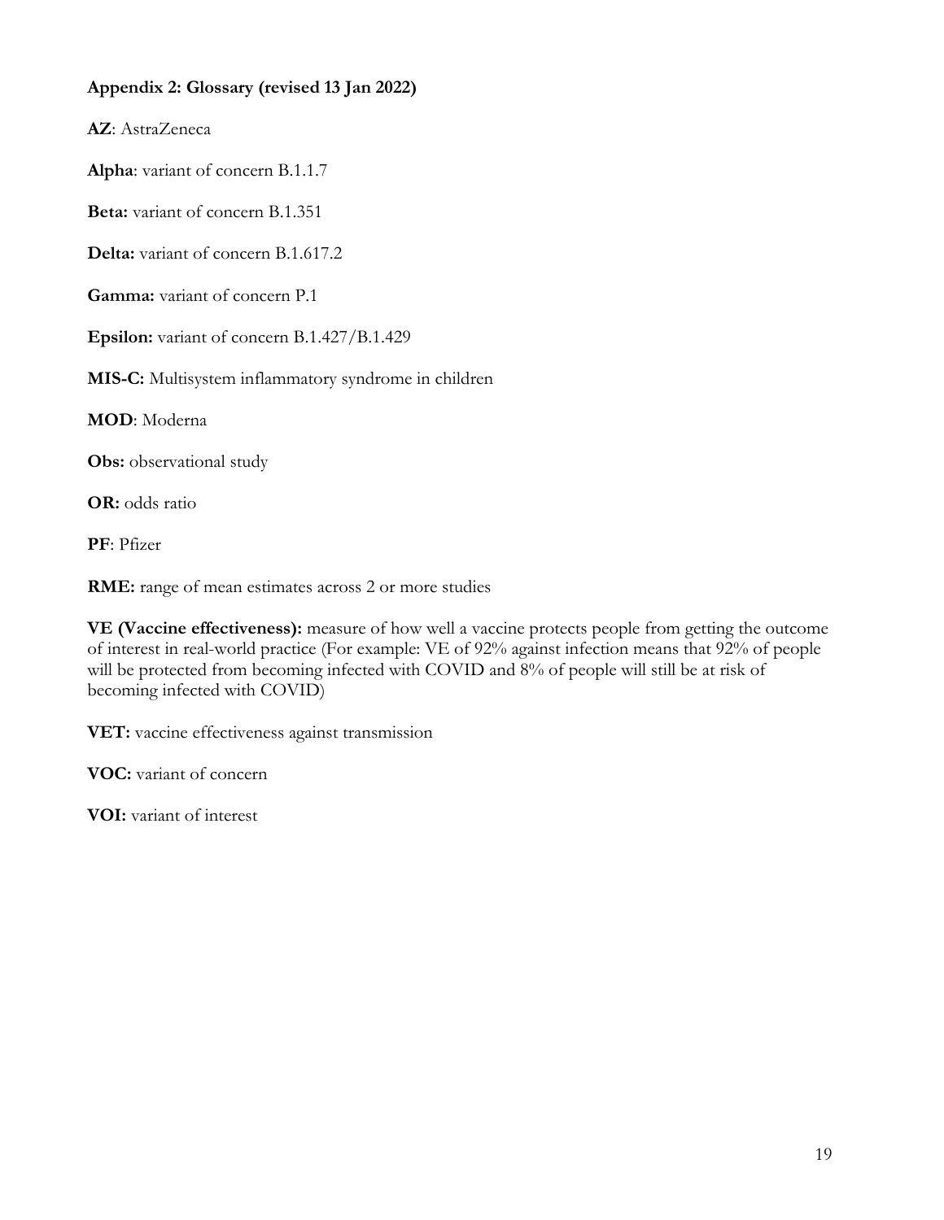**Appendix 2: Glossary (revised 13 Jan 2022)**

**AZ**: AstraZeneca

**Alpha**: variant of concern B.1.1.7

**Beta:** variant of concern B.1.351

**Delta:** variant of concern B.1.617.2

**Gamma:** variant of concern P.1

**Epsilon:** variant of concern B.1.427/B.1.429

**MIS-C:** Multisystem inflammatory syndrome in children

**MOD**: Moderna

**Obs:** observational study

**OR:** odds ratio

**PF**: Pfizer

**RME:** range of mean estimates across 2 or more studies

**VE (Vaccine effectiveness):** measure of how well a vaccine protects people from getting the outcome of interest in real-world practice (For example: VE of 92% against infection means that 92% of people will be protected from becoming infected with COVID and 8% of people will still be at risk of becoming infected with COVID)

**VET:** vaccine effectiveness against transmission

**VOC:** variant of concern

**VOI:** variant of interest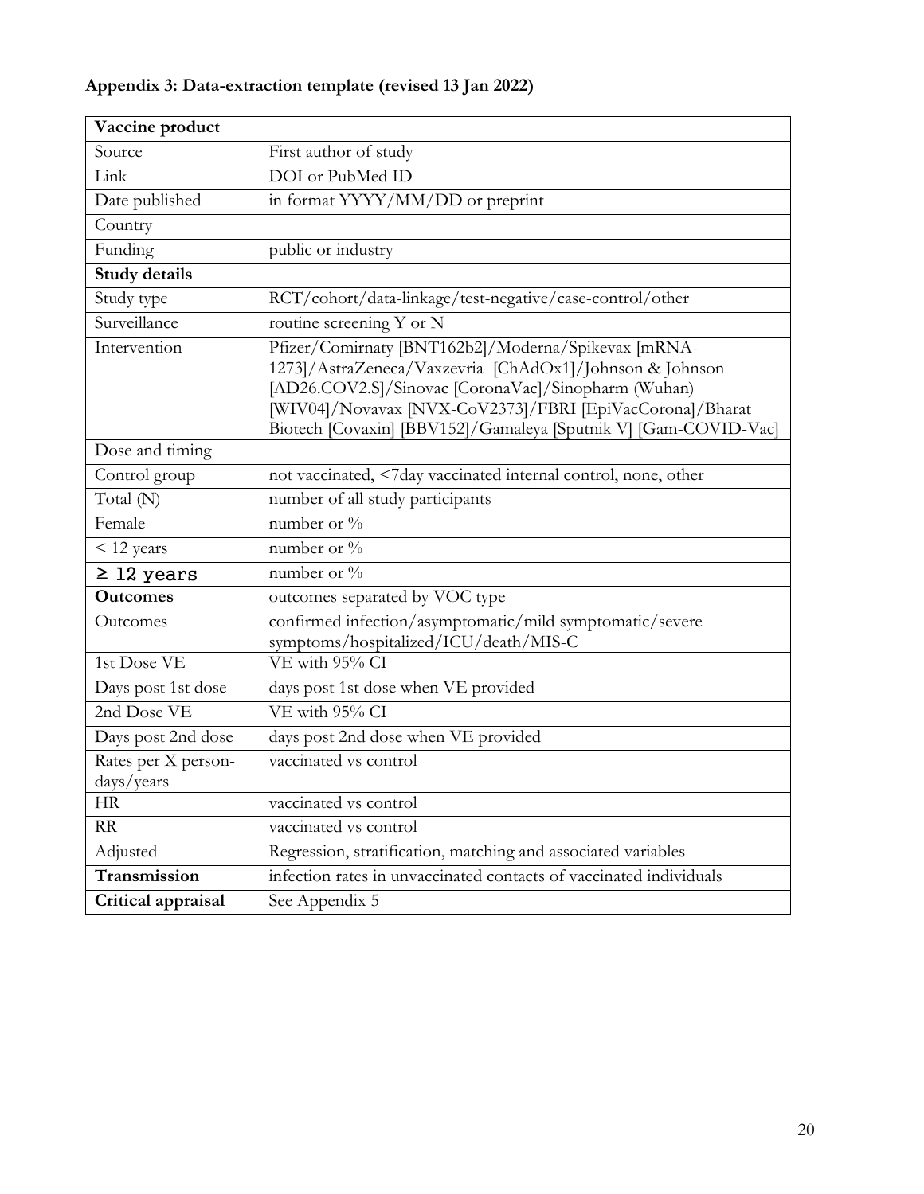**Appendix 3: Data-extraction template (revised 13 Jan 2022)**

| **Vaccine product** | |
|---|---|
| Source | First author of study |
| Link | DOI or PubMed ID |
| Date published | in format YYYY/MM/DD or preprint |
| Country | |
| Funding | public or industry |
| **Study details** | |
| Study type | RCT/cohort/data-linkage/test-negative/case-control/other |
| Surveillance | routine screening Y or N |
| Intervention | Pfizer/Comirnaty [BNT162b2]/Moderna/Spikevax [mRNA-1273]/AstraZeneca/Vaxzevria [ChAdOx1]/Johnson & Johnson [AD26.COV2.S]/Sinovac [CoronaVac]/Sinopharm (Wuhan) [WIV04]/Novavax [NVX-CoV2373]/FBRI [EpiVacCorona]/Bharat Biotech [Covaxin] [BBV152]/Gamaleya [Sputnik V] [Gam-COVID-Vac] |
| Dose and timing | |
| Control group | not vaccinated, <7day vaccinated internal control, none, other |
| Total (N) | number of all study participants |
| Female | number or % |
| < 12 years | number or % |
| ≥ 12 years | number or % |
| **Outcomes** | outcomes separated by VOC type |
| Outcomes | confirmed infection/asymptomatic/mild symptomatic/severe symptoms/hospitalized/ICU/death/MIS-C |
| 1st Dose VE | VE with 95% CI |
| Days post 1st dose | days post 1st dose when VE provided |
| 2nd Dose VE | VE with 95% CI |
| Days post 2nd dose | days post 2nd dose when VE provided |
| Rates per X person-days/years | vaccinated vs control |
| HR | vaccinated vs control |
| RR | vaccinated vs control |
| Adjusted | Regression, stratification, matching and associated variables |
| **Transmission** | infection rates in unvaccinated contacts of vaccinated individuals |
| **Critical appraisal** | See Appendix 5 |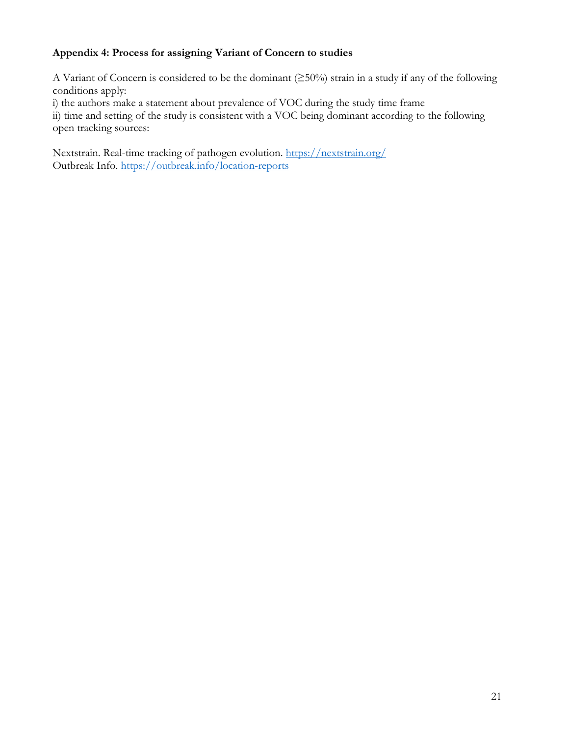**Appendix 4: Process for assigning Variant of Concern to studies**

A Variant of Concern is considered to be the dominant (≥50%) strain in a study if any of the following conditions apply:
i) the authors make a statement about prevalence of VOC during the study time frame
ii) time and setting of the study is consistent with a VOC being dominant according to the following open tracking sources:

Nextstrain. Real-time tracking of pathogen evolution. https://nextstrain.org/
Outbreak Info. https://outbreak.info/location-reports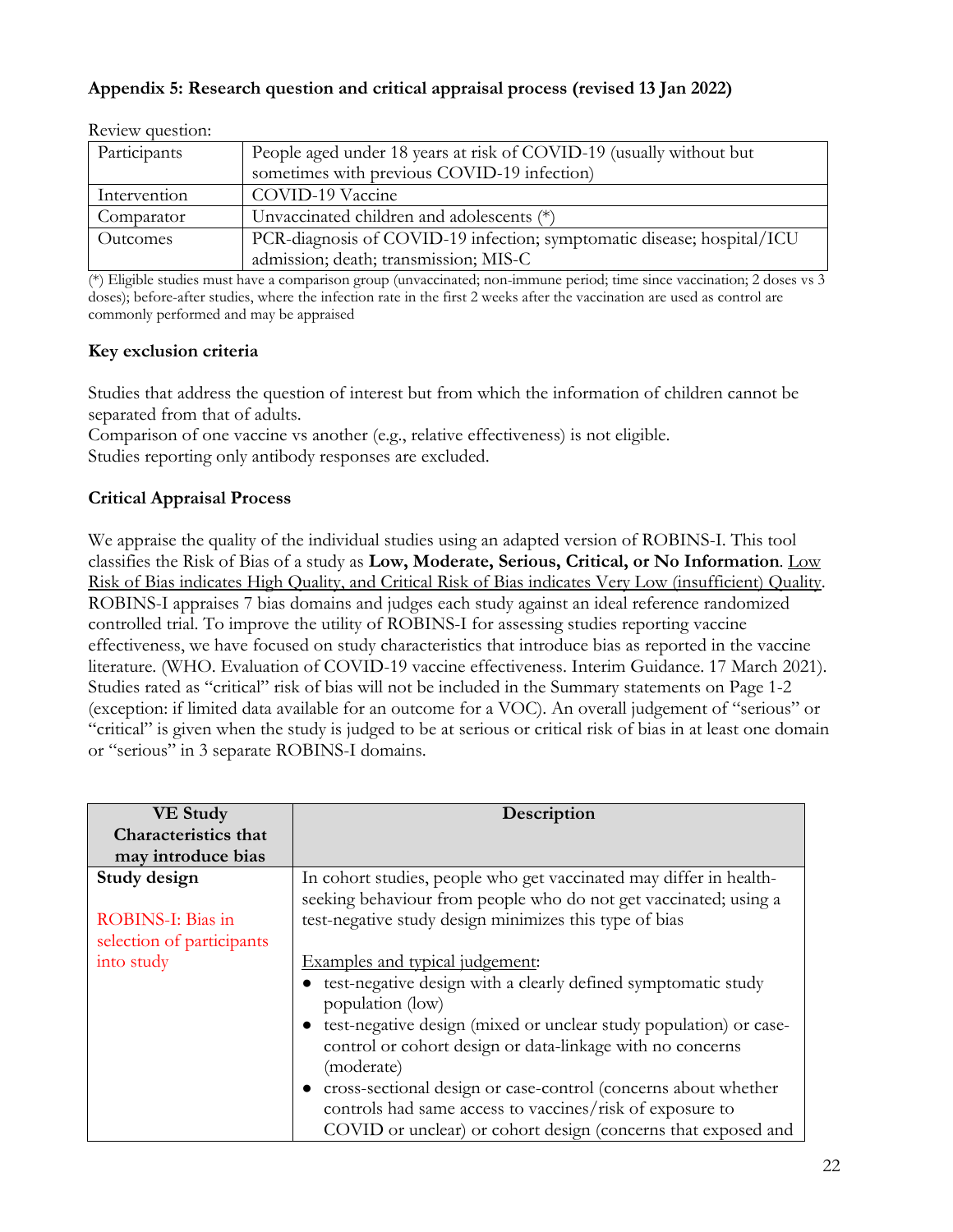**Appendix 5: Research question and critical appraisal process (revised 13 Jan 2022)**

Review question:

| | |
|---|---|
| Participants | People aged under 18 years at risk of COVID-19 (usually without but sometimes with previous COVID-19 infection) |
| Intervention | COVID-19 Vaccine |
| Comparator | Unvaccinated children and adolescents (*) |
| Outcomes | PCR-diagnosis of COVID-19 infection; symptomatic disease; hospital/ICU admission; death; transmission; MIS-C |

(*) Eligible studies must have a comparison group (unvaccinated; non-immune period; time since vaccination; 2 doses vs 3 doses); before-after studies, where the infection rate in the first 2 weeks after the vaccination are used as control are commonly performed and may be appraised

**Key exclusion criteria**

Studies that address the question of interest but from which the information of children cannot be separated from that of adults.
Comparison of one vaccine vs another (e.g., relative effectiveness) is not eligible.
Studies reporting only antibody responses are excluded.

**Critical Appraisal Process**

We appraise the quality of the individual studies using an adapted version of ROBINS-I. This tool classifies the Risk of Bias of a study as **Low, Moderate, Serious, Critical, or No Information**. Low Risk of Bias indicates High Quality, and Critical Risk of Bias indicates Very Low (insufficient) Quality. ROBINS-I appraises 7 bias domains and judges each study against an ideal reference randomized controlled trial. To improve the utility of ROBINS-I for assessing studies reporting vaccine effectiveness, we have focused on study characteristics that introduce bias as reported in the vaccine literature. (WHO. Evaluation of COVID-19 vaccine effectiveness. Interim Guidance. 17 March 2021). Studies rated as "critical" risk of bias will not be included in the Summary statements on Page 1-2 (exception: if limited data available for an outcome for a VOC). An overall judgement of "serious" or "critical" is given when the study is judged to be at serious or critical risk of bias in at least one domain or "serious" in 3 separate ROBINS-I domains.

| VE Study Characteristics that may introduce bias | Description |
|---|---|
| **Study design**<br><br>ROBINS-I: Bias in selection of participants into study | In cohort studies, people who get vaccinated may differ in health-seeking behaviour from people who do not get vaccinated; using a test-negative study design minimizes this type of bias<br><br>Examples and typical judgement:<br>• test-negative design with a clearly defined symptomatic study population (low)<br>• test-negative design (mixed or unclear study population) or case-control or cohort design or data-linkage with no concerns (moderate)<br>• cross-sectional design or case-control (concerns about whether controls had same access to vaccines/risk of exposure to COVID or unclear) or cohort design (concerns that exposed and |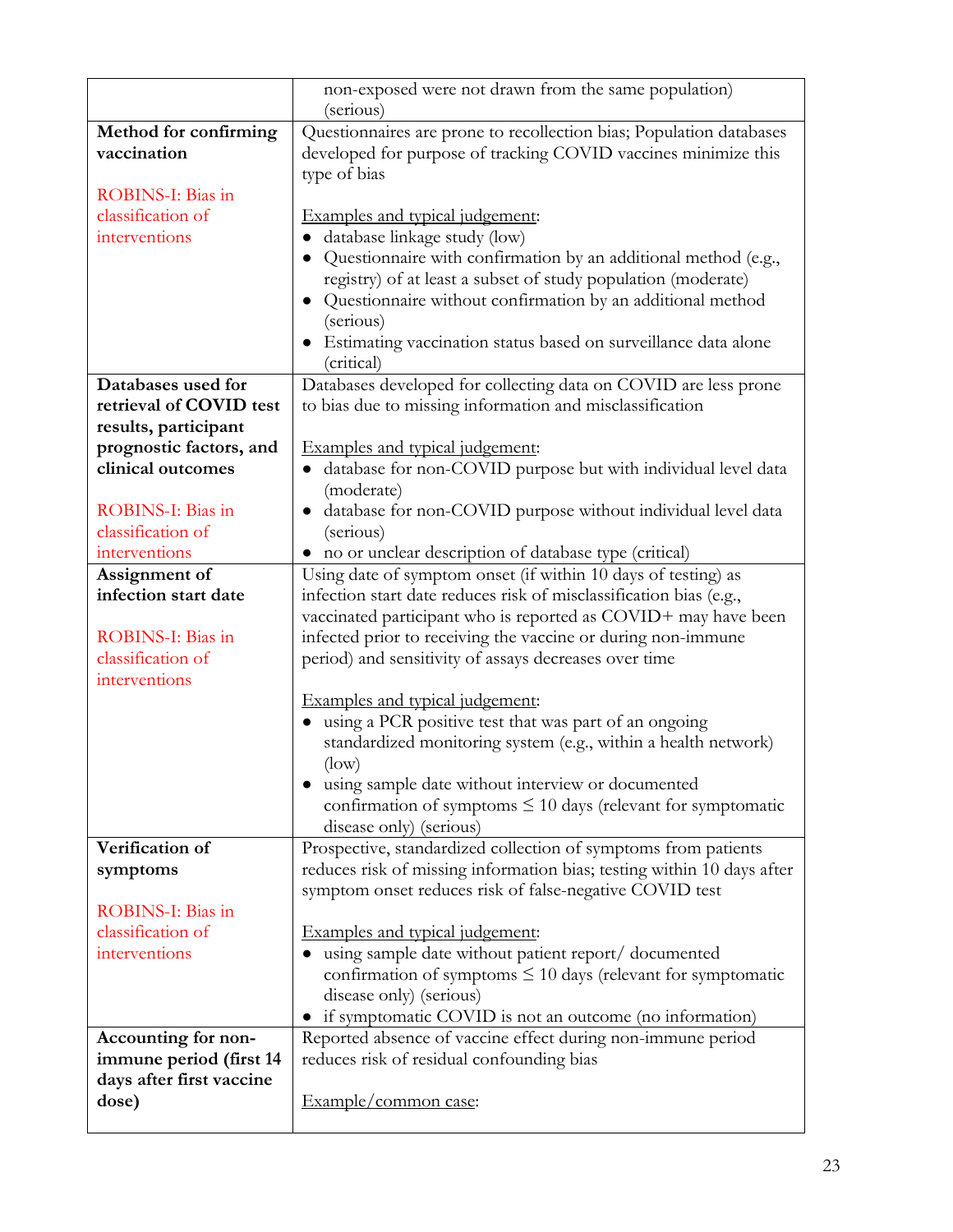| | |
|---|---|
| | non-exposed were not drawn from the same population) (serious) |
| **Method for confirming vaccination**<br><br>ROBINS-I: Bias in classification of interventions | Questionnaires are prone to recollection bias; Population databases developed for purpose of tracking COVID vaccines minimize this type of bias<br><br><u>Examples and typical judgement</u>:<br>• database linkage study (low)<br>• Questionnaire with confirmation by an additional method (e.g., registry) of at least a subset of study population (moderate)<br>• Questionnaire without confirmation by an additional method (serious)<br>• Estimating vaccination status based on surveillance data alone (critical) |
| **Databases used for retrieval of COVID test results, participant prognostic factors, and clinical outcomes**<br><br>ROBINS-I: Bias in classification of interventions | Databases developed for collecting data on COVID are less prone to bias due to missing information and misclassification<br><br><u>Examples and typical judgement</u>:<br>• database for non-COVID purpose but with individual level data (moderate)<br>• database for non-COVID purpose without individual level data (serious)<br>• no or unclear description of database type (critical) |
| **Assignment of infection start date**<br><br>ROBINS-I: Bias in classification of interventions | Using date of symptom onset (if within 10 days of testing) as infection start date reduces risk of misclassification bias (e.g., vaccinated participant who is reported as COVID+ may have been infected prior to receiving the vaccine or during non-immune period) and sensitivity of assays decreases over time<br><br><u>Examples and typical judgement</u>:<br>• using a PCR positive test that was part of an ongoing standardized monitoring system (e.g., within a health network) (low)<br>• using sample date without interview or documented confirmation of symptoms ≤ 10 days (relevant for symptomatic disease only) (serious) |
| **Verification of symptoms**<br><br>ROBINS-I: Bias in classification of interventions | Prospective, standardized collection of symptoms from patients reduces risk of missing information bias; testing within 10 days after symptom onset reduces risk of false-negative COVID test<br><br><u>Examples and typical judgement</u>:<br>• using sample date without patient report/ documented confirmation of symptoms ≤ 10 days (relevant for symptomatic disease only) (serious)<br>• if symptomatic COVID is not an outcome (no information) |
| **Accounting for non-immune period (first 14 days after first vaccine dose)** | Reported absence of vaccine effect during non-immune period reduces risk of residual confounding bias<br><br><u>Example/common case</u>: |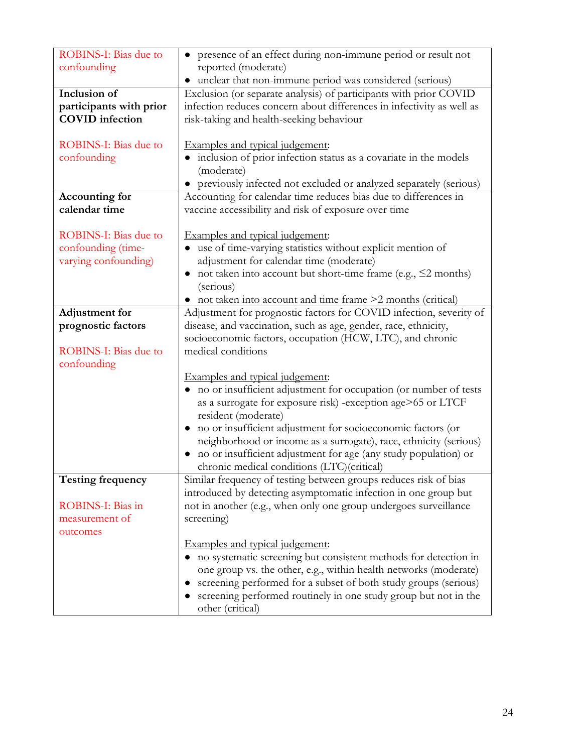| | |
|---|---|
| ROBINS-I: Bias due to confounding | • presence of an effect during non-immune period or result not reported (moderate)<br>• unclear that non-immune period was considered (serious) |
| **Inclusion of participants with prior COVID infection**<br><br>ROBINS-I: Bias due to confounding | Exclusion (or separate analysis) of participants with prior COVID infection reduces concern about differences in infectivity as well as risk-taking and health-seeking behaviour<br><br><u>Examples and typical judgement</u>:<br>• inclusion of prior infection status as a covariate in the models (moderate)<br>• previously infected not excluded or analyzed separately (serious) |
| **Accounting for calendar time**<br><br>ROBINS-I: Bias due to confounding (time-varying confounding) | Accounting for calendar time reduces bias due to differences in vaccine accessibility and risk of exposure over time<br><br><u>Examples and typical judgement</u>:<br>• use of time-varying statistics without explicit mention of adjustment for calendar time (moderate)<br>• not taken into account but short-time frame (e.g., ≤2 months) (serious)<br>• not taken into account and time frame >2 months (critical) |
| **Adjustment for prognostic factors**<br><br>ROBINS-I: Bias due to confounding | Adjustment for prognostic factors for COVID infection, severity of disease, and vaccination, such as age, gender, race, ethnicity, socioeconomic factors, occupation (HCW, LTC), and chronic medical conditions<br><br><u>Examples and typical judgement</u>:<br>• no or insufficient adjustment for occupation (or number of tests as a surrogate for exposure risk) -exception age>65 or LTCF resident (moderate)<br>• no or insufficient adjustment for socioeconomic factors (or neighborhood or income as a surrogate), race, ethnicity (serious)<br>• no or insufficient adjustment for age (any study population) or chronic medical conditions (LTC)(critical) |
| **Testing frequency**<br><br>ROBINS-I: Bias in measurement of outcomes | Similar frequency of testing between groups reduces risk of bias introduced by detecting asymptomatic infection in one group but not in another (e.g., when only one group undergoes surveillance screening)<br><br><u>Examples and typical judgement</u>:<br>• no systematic screening but consistent methods for detection in one group vs. the other, e.g., within health networks (moderate)<br>• screening performed for a subset of both study groups (serious)<br>• screening performed routinely in one study group but not in the other (critical) |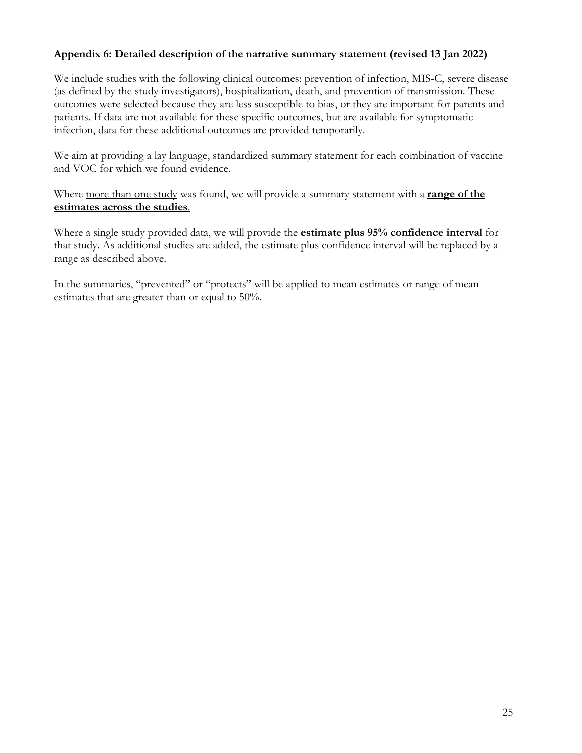**Appendix 6: Detailed description of the narrative summary statement (revised 13 Jan 2022)**

We include studies with the following clinical outcomes: prevention of infection, MIS-C, severe disease (as defined by the study investigators), hospitalization, death, and prevention of transmission. These outcomes were selected because they are less susceptible to bias, or they are important for parents and patients. If data are not available for these specific outcomes, but are available for symptomatic infection, data for these additional outcomes are provided temporarily.

We aim at providing a lay language, standardized summary statement for each combination of vaccine and VOC for which we found evidence.

Where <u>more than one study</u> was found, we will provide a summary statement with a <u>**range of the estimates across the studies**</u>.

Where a <u>single study</u> provided data, we will provide the <u>**estimate plus 95% confidence interval**</u> for that study. As additional studies are added, the estimate plus confidence interval will be replaced by a range as described above.

In the summaries, "prevented" or "protects" will be applied to mean estimates or range of mean estimates that are greater than or equal to 50%.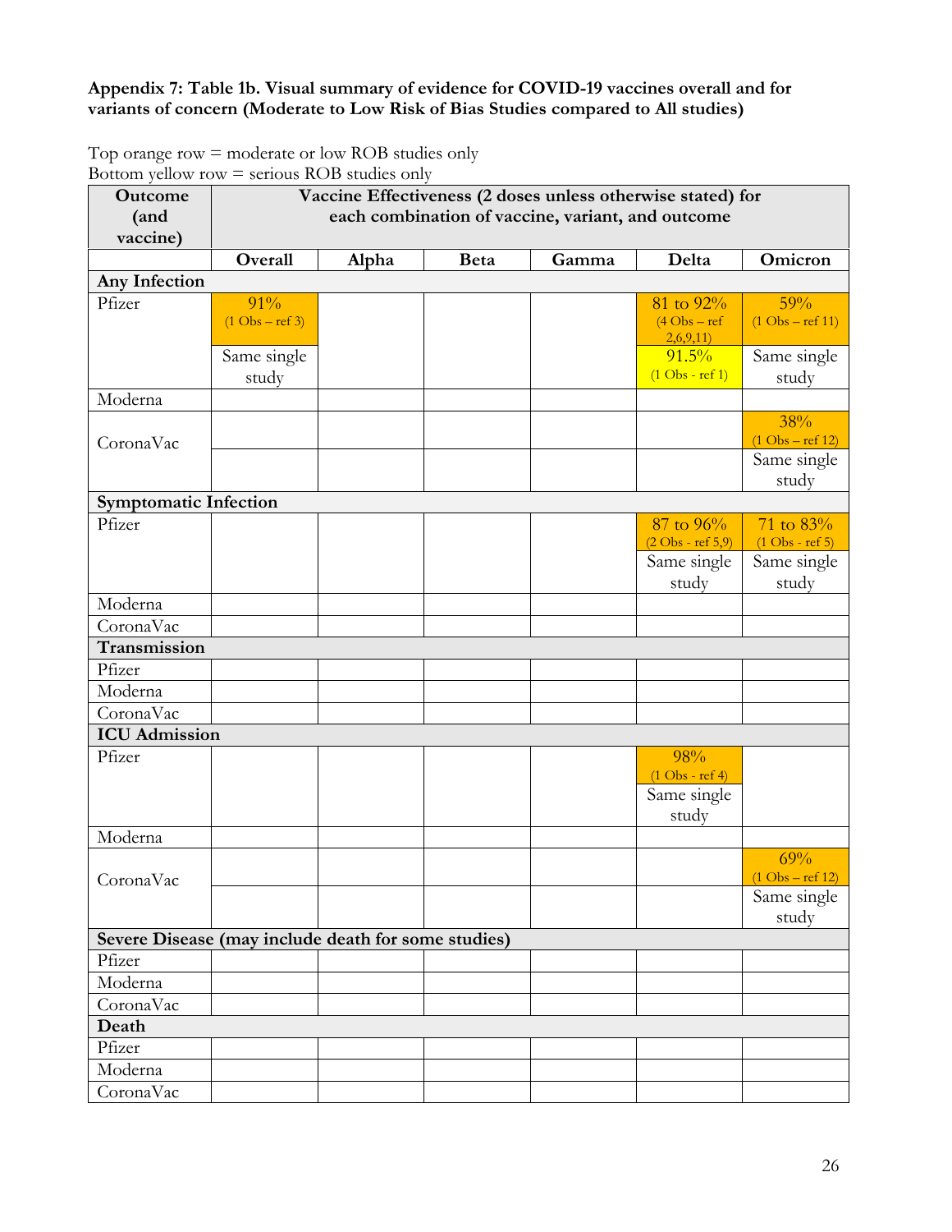**Appendix 7: Table 1b. Visual summary of evidence for COVID-19 vaccines overall and for variants of concern (Moderate to Low Risk of Bias Studies compared to All studies)**

Top orange row = moderate or low ROB studies only
Bottom yellow row = serious ROB studies only

| Outcome (and vaccine) | Vaccine Effectiveness (2 doses unless otherwise stated) for each combination of vaccine, variant, and outcome | | | | | |
|---|---|---|---|---|---|---|
| | **Overall** | **Alpha** | **Beta** | **Gamma** | **Delta** | **Omicron** |
| **Any Infection** | | | | | | |
| Pfizer | 91% (1 Obs – ref 3) | | | | 81 to 92% (4 Obs – ref 2,6,9,11) | 59% (1 Obs – ref 11) |
| | Same single study | | | | 91.5% (1 Obs - ref 1) | Same single study |
| Moderna | | | | | | |
| CoronaVac | | | | | | 38% (1 Obs – ref 12) |
| | | | | | | Same single study |
| **Symptomatic Infection** | | | | | | |
| Pfizer | | | | | 87 to 96% (2 Obs - ref 5,9) | 71 to 83% (1 Obs - ref 5) |
| | | | | | Same single study | Same single study |
| Moderna | | | | | | |
| CoronaVac | | | | | | |
| **Transmission** | | | | | | |
| Pfizer | | | | | | |
| Moderna | | | | | | |
| CoronaVac | | | | | | |
| **ICU Admission** | | | | | | |
| Pfizer | | | | | 98% (1 Obs - ref 4) | |
| | | | | | Same single study | |
| Moderna | | | | | | |
| CoronaVac | | | | | | 69% (1 Obs – ref 12) |
| | | | | | | Same single study |
| **Severe Disease (may include death for some studies)** | | | | | | |
| Pfizer | | | | | | |
| Moderna | | | | | | |
| CoronaVac | | | | | | |
| **Death** | | | | | | |
| Pfizer | | | | | | |
| Moderna | | | | | | |
| CoronaVac | | | | | | |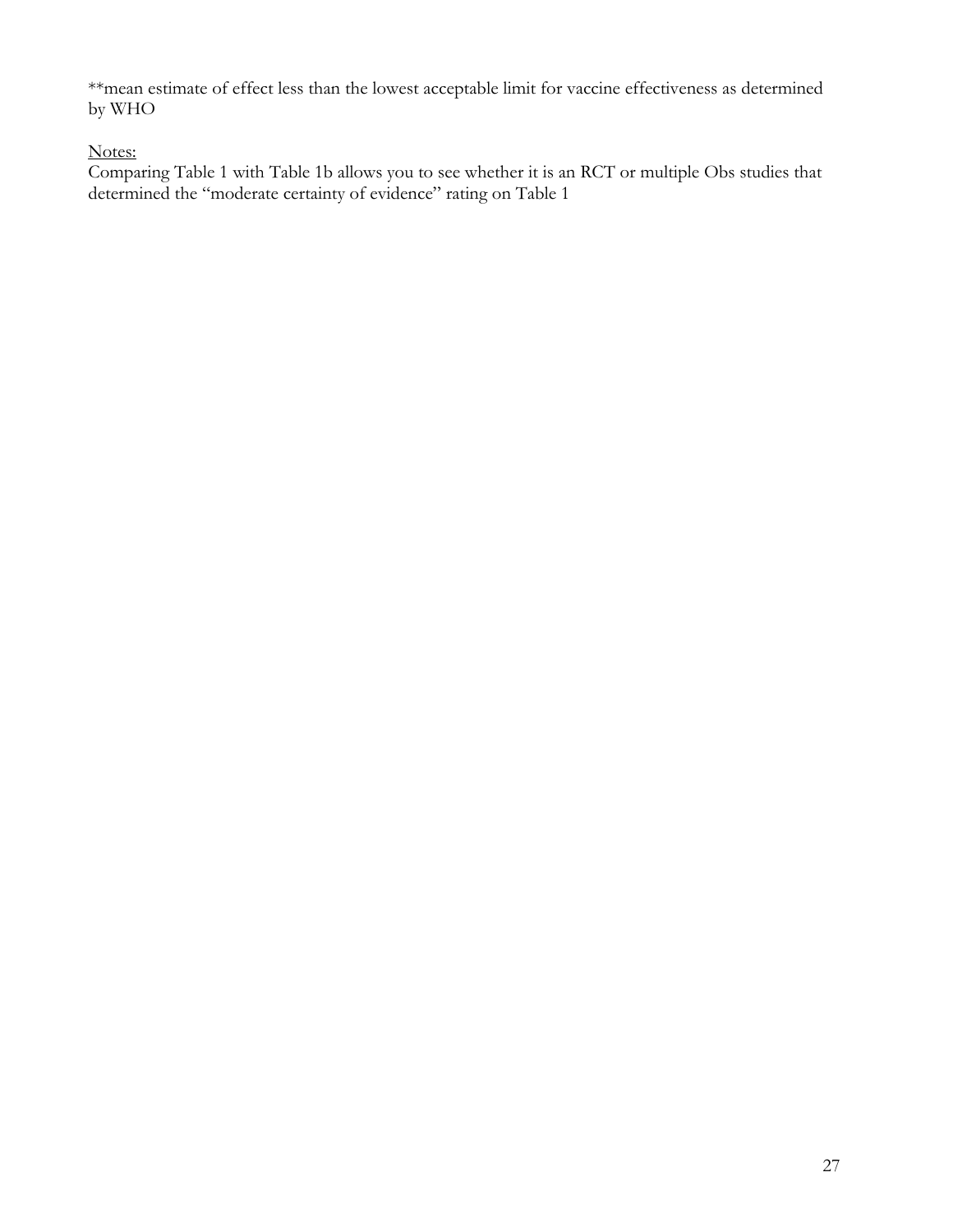**mean estimate of effect less than the lowest acceptable limit for vaccine effectiveness as determined by WHO

Notes:

Comparing Table 1 with Table 1b allows you to see whether it is an RCT or multiple Obs studies that determined the "moderate certainty of evidence" rating on Table 1